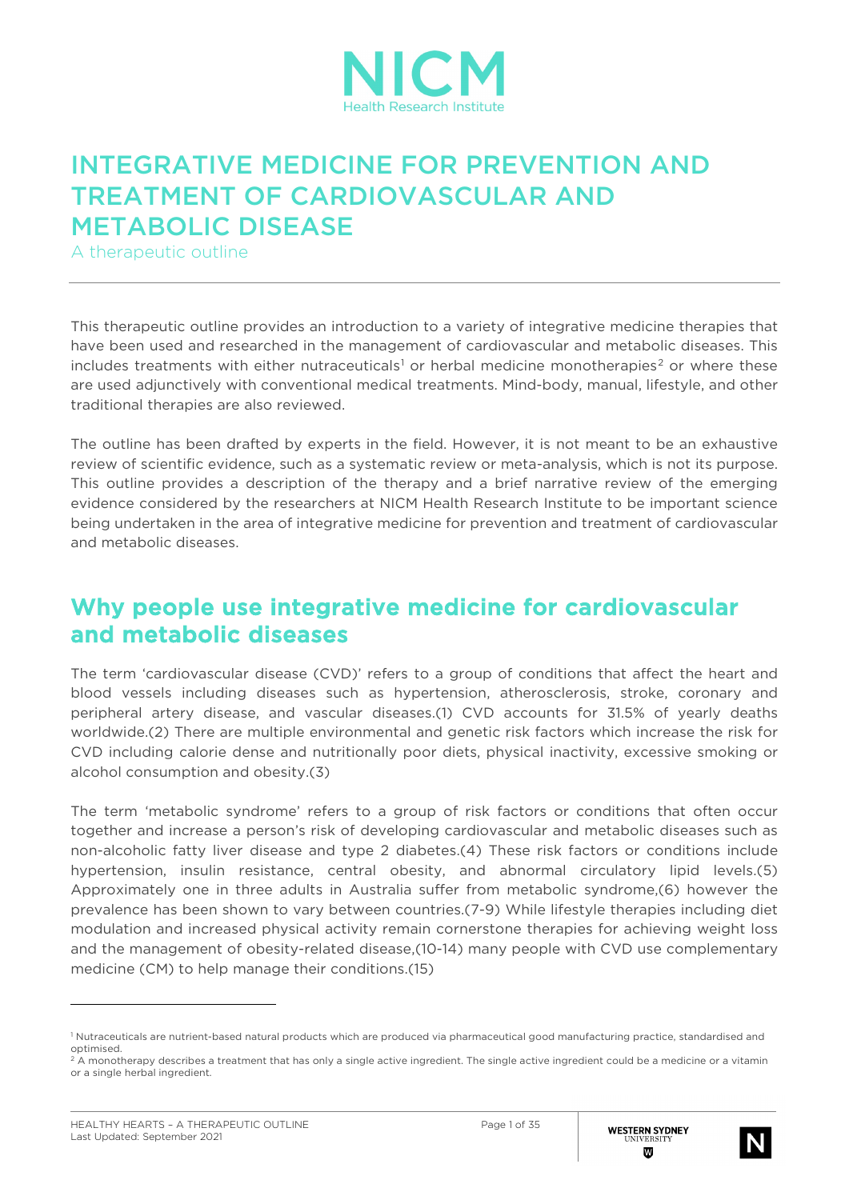NICM
Health Research Institute

# INTEGRATIVE MEDICINE FOR PREVENTION AND TREATMENT OF CARDIOVASCULAR AND METABOLIC DISEASE

A therapeutic outline

---

This therapeutic outline provides an introduction to a variety of integrative medicine therapies that have been used and researched in the management of cardiovascular and metabolic diseases. This includes treatments with either nutraceuticals[1] or herbal medicine monotherapies[2] or where these are used adjunctively with conventional medical treatments. Mind-body, manual, lifestyle, and other traditional therapies are also reviewed.

The outline has been drafted by experts in the field. However, it is not meant to be an exhaustive review of scientific evidence, such as a systematic review or meta-analysis, which is not its purpose. This outline provides a description of the therapy and a brief narrative review of the emerging evidence considered by the researchers at NICM Health Research Institute to be important science being undertaken in the area of integrative medicine for prevention and treatment of cardiovascular and metabolic diseases.

## Why people use integrative medicine for cardiovascular and metabolic diseases

The term 'cardiovascular disease (CVD)' refers to a group of conditions that affect the heart and blood vessels including diseases such as hypertension, atherosclerosis, stroke, coronary and peripheral artery disease, and vascular diseases.(1) CVD accounts for 31.5% of yearly deaths worldwide.(2) There are multiple environmental and genetic risk factors which increase the risk for CVD including calorie dense and nutritionally poor diets, physical inactivity, excessive smoking or alcohol consumption and obesity.(3)

The term 'metabolic syndrome' refers to a group of risk factors or conditions that often occur together and increase a person's risk of developing cardiovascular and metabolic diseases such as non-alcoholic fatty liver disease and type 2 diabetes.(4) These risk factors or conditions include hypertension, insulin resistance, central obesity, and abnormal circulatory lipid levels.(5) Approximately one in three adults in Australia suffer from metabolic syndrome,(6) however the prevalence has been shown to vary between countries.(7-9) While lifestyle therapies including diet modulation and increased physical activity remain cornerstone therapies for achieving weight loss and the management of obesity-related disease,(10-14) many people with CVD use complementary medicine (CM) to help manage their conditions.(15)

---

[1] Nutraceuticals are nutrient-based natural products which are produced via pharmaceutical good manufacturing practice, standardised and optimised.

[2] A monotherapy describes a treatment that has only a single active ingredient. The single active ingredient could be a medicine or a vitamin or a single herbal ingredient.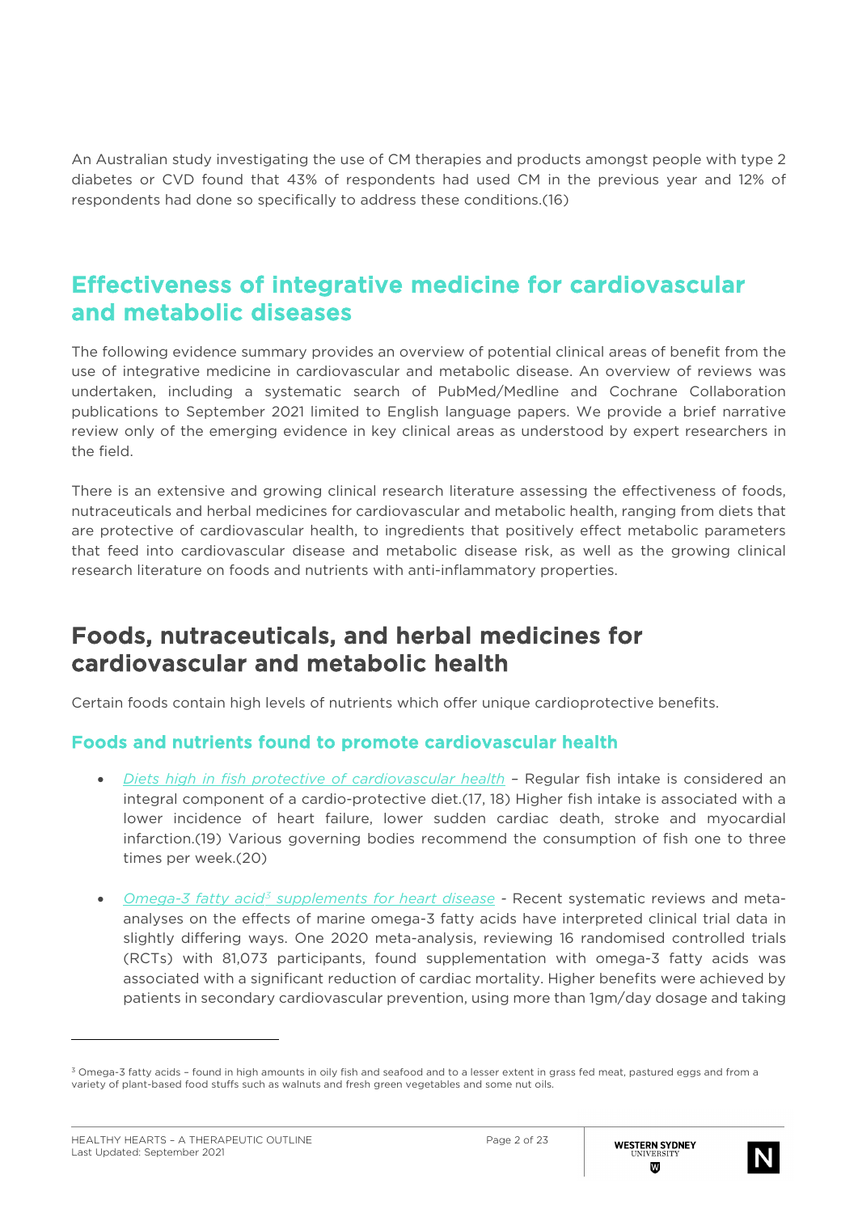An Australian study investigating the use of CM therapies and products amongst people with type 2 diabetes or CVD found that 43% of respondents had used CM in the previous year and 12% of respondents had done so specifically to address these conditions.(16)

## Effectiveness of integrative medicine for cardiovascular and metabolic diseases

The following evidence summary provides an overview of potential clinical areas of benefit from the use of integrative medicine in cardiovascular and metabolic disease. An overview of reviews was undertaken, including a systematic search of PubMed/Medline and Cochrane Collaboration publications to September 2021 limited to English language papers. We provide a brief narrative review only of the emerging evidence in key clinical areas as understood by expert researchers in the field.

There is an extensive and growing clinical research literature assessing the effectiveness of foods, nutraceuticals and herbal medicines for cardiovascular and metabolic health, ranging from diets that are protective of cardiovascular health, to ingredients that positively effect metabolic parameters that feed into cardiovascular disease and metabolic disease risk, as well as the growing clinical research literature on foods and nutrients with anti-inflammatory properties.

## Foods, nutraceuticals, and herbal medicines for cardiovascular and metabolic health

Certain foods contain high levels of nutrients which offer unique cardioprotective benefits.

### Foods and nutrients found to promote cardiovascular health

- *Diets high in fish protective of cardiovascular health* – Regular fish intake is considered an integral component of a cardio-protective diet.(17, 18) Higher fish intake is associated with a lower incidence of heart failure, lower sudden cardiac death, stroke and myocardial infarction.(19) Various governing bodies recommend the consumption of fish one to three times per week.(20)

- *Omega-3 fatty acid[3] supplements for heart disease* - Recent systematic reviews and meta-analyses on the effects of marine omega-3 fatty acids have interpreted clinical trial data in slightly differing ways. One 2020 meta-analysis, reviewing 16 randomised controlled trials (RCTs) with 81,073 participants, found supplementation with omega-3 fatty acids was associated with a significant reduction of cardiac mortality. Higher benefits were achieved by patients in secondary cardiovascular prevention, using more than 1gm/day dosage and taking

[3] Omega-3 fatty acids – found in high amounts in oily fish and seafood and to a lesser extent in grass fed meat, pastured eggs and from a variety of plant-based food stuffs such as walnuts and fresh green vegetables and some nut oils.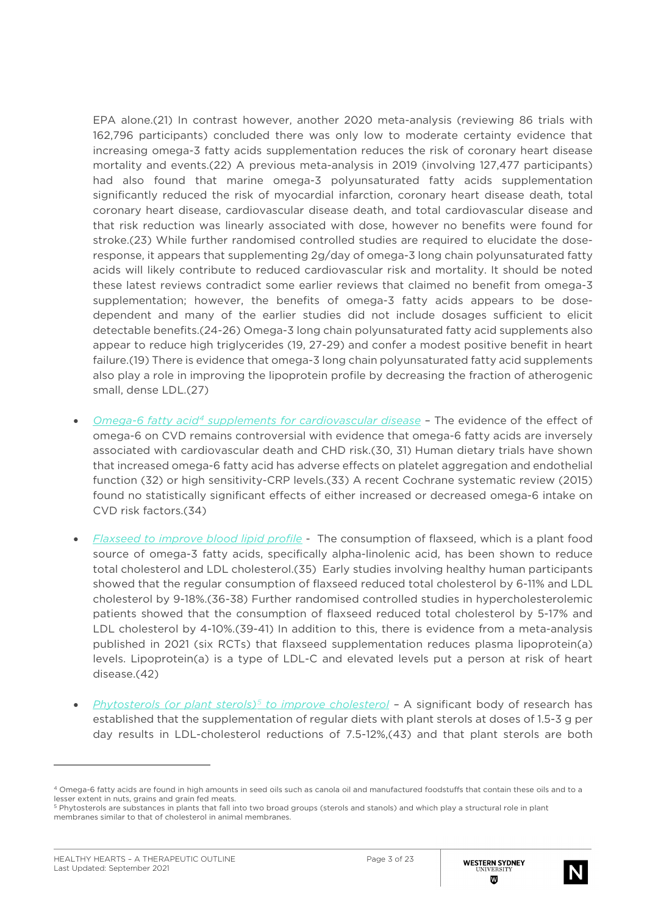EPA alone.(21) In contrast however, another 2020 meta-analysis (reviewing 86 trials with 162,796 participants) concluded there was only low to moderate certainty evidence that increasing omega-3 fatty acids supplementation reduces the risk of coronary heart disease mortality and events.(22) A previous meta-analysis in 2019 (involving 127,477 participants) had also found that marine omega-3 polyunsaturated fatty acids supplementation significantly reduced the risk of myocardial infarction, coronary heart disease death, total coronary heart disease, cardiovascular disease death, and total cardiovascular disease and that risk reduction was linearly associated with dose, however no benefits were found for stroke.(23) While further randomised controlled studies are required to elucidate the dose-response, it appears that supplementing 2g/day of omega-3 long chain polyunsaturated fatty acids will likely contribute to reduced cardiovascular risk and mortality. It should be noted these latest reviews contradict some earlier reviews that claimed no benefit from omega-3 supplementation; however, the benefits of omega-3 fatty acids appears to be dose-dependent and many of the earlier studies did not include dosages sufficient to elicit detectable benefits.(24-26) Omega-3 long chain polyunsaturated fatty acid supplements also appear to reduce high triglycerides (19, 27-29) and confer a modest positive benefit in heart failure.(19) There is evidence that omega-3 long chain polyunsaturated fatty acid supplements also play a role in improving the lipoprotein profile by decreasing the fraction of atherogenic small, dense LDL.(27)

- *Omega-6 fatty acid[4] supplements for cardiovascular disease* – The evidence of the effect of omega-6 on CVD remains controversial with evidence that omega-6 fatty acids are inversely associated with cardiovascular death and CHD risk.(30, 31) Human dietary trials have shown that increased omega-6 fatty acid has adverse effects on platelet aggregation and endothelial function (32) or high sensitivity-CRP levels.(33) A recent Cochrane systematic review (2015) found no statistically significant effects of either increased or decreased omega-6 intake on CVD risk factors.(34)

- *Flaxseed to improve blood lipid profile* - The consumption of flaxseed, which is a plant food source of omega-3 fatty acids, specifically alpha-linolenic acid, has been shown to reduce total cholesterol and LDL cholesterol.(35) Early studies involving healthy human participants showed that the regular consumption of flaxseed reduced total cholesterol by 6-11% and LDL cholesterol by 9-18%.(36-38) Further randomised controlled studies in hypercholesterolemic patients showed that the consumption of flaxseed reduced total cholesterol by 5-17% and LDL cholesterol by 4-10%.(39-41) In addition to this, there is evidence from a meta-analysis published in 2021 (six RCTs) that flaxseed supplementation reduces plasma lipoprotein(a) levels. Lipoprotein(a) is a type of LDL-C and elevated levels put a person at risk of heart disease.(42)

- *Phytosterols (or plant sterols)[5] to improve cholesterol* – A significant body of research has established that the supplementation of regular diets with plant sterols at doses of 1.5-3 g per day results in LDL-cholesterol reductions of 7.5-12%,(43) and that plant sterols are both

---

[4] Omega-6 fatty acids are found in high amounts in seed oils such as canola oil and manufactured foodstuffs that contain these oils and to a lesser extent in nuts, grains and grain fed meats.

[5] Phytosterols are substances in plants that fall into two broad groups (sterols and stanols) and which play a structural role in plant membranes similar to that of cholesterol in animal membranes.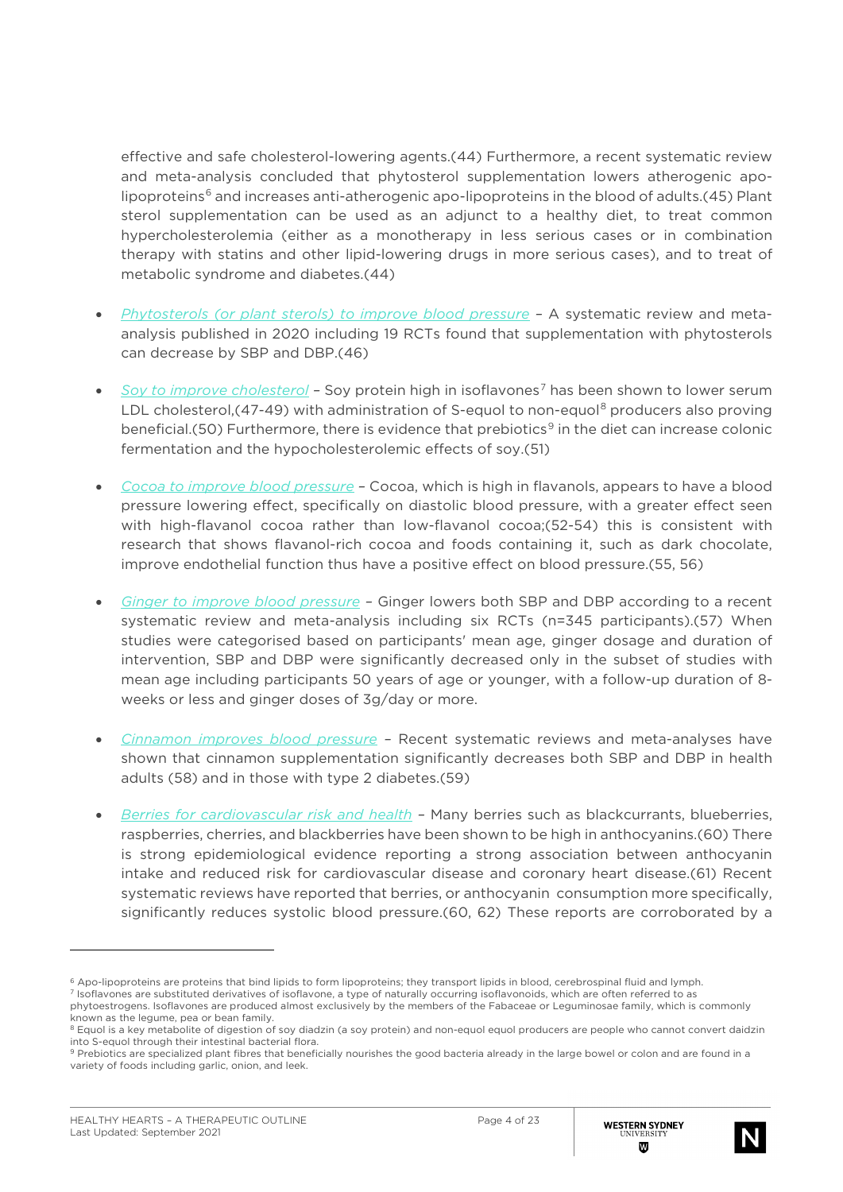effective and safe cholesterol-lowering agents.(44) Furthermore, a recent systematic review and meta-analysis concluded that phytosterol supplementation lowers atherogenic apo-lipoproteins[6] and increases anti-atherogenic apo-lipoproteins in the blood of adults.(45) Plant sterol supplementation can be used as an adjunct to a healthy diet, to treat common hypercholesterolemia (either as a monotherapy in less serious cases or in combination therapy with statins and other lipid-lowering drugs in more serious cases), and to treat of metabolic syndrome and diabetes.(44)

- *Phytosterols (or plant sterols) to improve blood pressure* – A systematic review and meta-analysis published in 2020 including 19 RCTs found that supplementation with phytosterols can decrease by SBP and DBP.(46)
- *Soy to improve cholesterol* – Soy protein high in isoflavones[7] has been shown to lower serum LDL cholesterol,(47-49) with administration of S-equol to non-equol[8] producers also proving beneficial.(50) Furthermore, there is evidence that prebiotics[9] in the diet can increase colonic fermentation and the hypocholesterolemic effects of soy.(51)
- *Cocoa to improve blood pressure* – Cocoa, which is high in flavanols, appears to have a blood pressure lowering effect, specifically on diastolic blood pressure, with a greater effect seen with high-flavanol cocoa rather than low-flavanol cocoa;(52-54) this is consistent with research that shows flavanol-rich cocoa and foods containing it, such as dark chocolate, improve endothelial function thus have a positive effect on blood pressure.(55, 56)
- *Ginger to improve blood pressure* – Ginger lowers both SBP and DBP according to a recent systematic review and meta-analysis including six RCTs (n=345 participants).(57) When studies were categorised based on participants' mean age, ginger dosage and duration of intervention, SBP and DBP were significantly decreased only in the subset of studies with mean age including participants 50 years of age or younger, with a follow-up duration of 8-weeks or less and ginger doses of 3g/day or more.
- *Cinnamon improves blood pressure* – Recent systematic reviews and meta-analyses have shown that cinnamon supplementation significantly decreases both SBP and DBP in health adults (58) and in those with type 2 diabetes.(59)
- *Berries for cardiovascular risk and health* – Many berries such as blackcurrants, blueberries, raspberries, cherries, and blackberries have been shown to be high in anthocyanins.(60) There is strong epidemiological evidence reporting a strong association between anthocyanin intake and reduced risk for cardiovascular disease and coronary heart disease.(61) Recent systematic reviews have reported that berries, or anthocyanin consumption more specifically, significantly reduces systolic blood pressure.(60, 62) These reports are corroborated by a

---

[6] Apo-lipoproteins are proteins that bind lipids to form lipoproteins; they transport lipids in blood, cerebrospinal fluid and lymph.

[7] Isoflavones are substituted derivatives of isoflavone, a type of naturally occurring isoflavonoids, which are often referred to as phytoestrogens. Isoflavones are produced almost exclusively by the members of the Fabaceae or Leguminosae family, which is commonly known as the legume, pea or bean family.

[8] Equol is a key metabolite of digestion of soy diadzin (a soy protein) and non-equol equol producers are people who cannot convert daidzin into S-equol through their intestinal bacterial flora.

[9] Prebiotics are specialized plant fibres that beneficially nourishes the good bacteria already in the large bowel or colon and are found in a variety of foods including garlic, onion, and leek.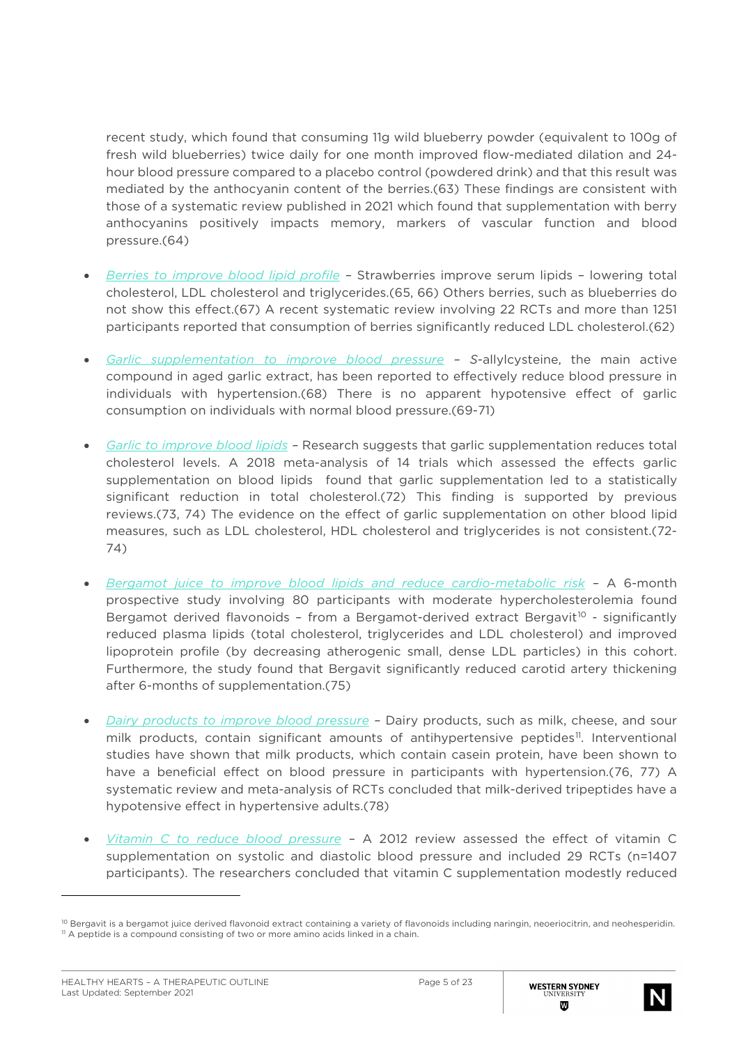recent study, which found that consuming 11g wild blueberry powder (equivalent to 100g of fresh wild blueberries) twice daily for one month improved flow-mediated dilation and 24-hour blood pressure compared to a placebo control (powdered drink) and that this result was mediated by the anthocyanin content of the berries.(63) These findings are consistent with those of a systematic review published in 2021 which found that supplementation with berry anthocyanins positively impacts memory, markers of vascular function and blood pressure.(64)

- *Berries to improve blood lipid profile* – Strawberries improve serum lipids – lowering total cholesterol, LDL cholesterol and triglycerides.(65, 66) Others berries, such as blueberries do not show this effect.(67) A recent systematic review involving 22 RCTs and more than 1251 participants reported that consumption of berries significantly reduced LDL cholesterol.(62)

- *Garlic supplementation to improve blood pressure* – *S*-allylcysteine, the main active compound in aged garlic extract, has been reported to effectively reduce blood pressure in individuals with hypertension.(68) There is no apparent hypotensive effect of garlic consumption on individuals with normal blood pressure.(69-71)

- *Garlic to improve blood lipids* – Research suggests that garlic supplementation reduces total cholesterol levels. A 2018 meta-analysis of 14 trials which assessed the effects garlic supplementation on blood lipids found that garlic supplementation led to a statistically significant reduction in total cholesterol.(72) This finding is supported by previous reviews.(73, 74) The evidence on the effect of garlic supplementation on other blood lipid measures, such as LDL cholesterol, HDL cholesterol and triglycerides is not consistent.(72-74)

- *Bergamot juice to improve blood lipids and reduce cardio-metabolic risk* – A 6-month prospective study involving 80 participants with moderate hypercholesterolemia found Bergamot derived flavonoids – from a Bergamot-derived extract Bergavit[10] - significantly reduced plasma lipids (total cholesterol, triglycerides and LDL cholesterol) and improved lipoprotein profile (by decreasing atherogenic small, dense LDL particles) in this cohort. Furthermore, the study found that Bergavit significantly reduced carotid artery thickening after 6-months of supplementation.(75)

- *Dairy products to improve blood pressure* – Dairy products, such as milk, cheese, and sour milk products, contain significant amounts of antihypertensive peptides[11]. Interventional studies have shown that milk products, which contain casein protein, have been shown to have a beneficial effect on blood pressure in participants with hypertension.(76, 77) A systematic review and meta-analysis of RCTs concluded that milk-derived tripeptides have a hypotensive effect in hypertensive adults.(78)

- *Vitamin C to reduce blood pressure* – A 2012 review assessed the effect of vitamin C supplementation on systolic and diastolic blood pressure and included 29 RCTs (n=1407 participants). The researchers concluded that vitamin C supplementation modestly reduced

---

[10] Bergavit is a bergamot juice derived flavonoid extract containing a variety of flavonoids including naringin, neoeriocitrin, and neohesperidin.
[11] A peptide is a compound consisting of two or more amino acids linked in a chain.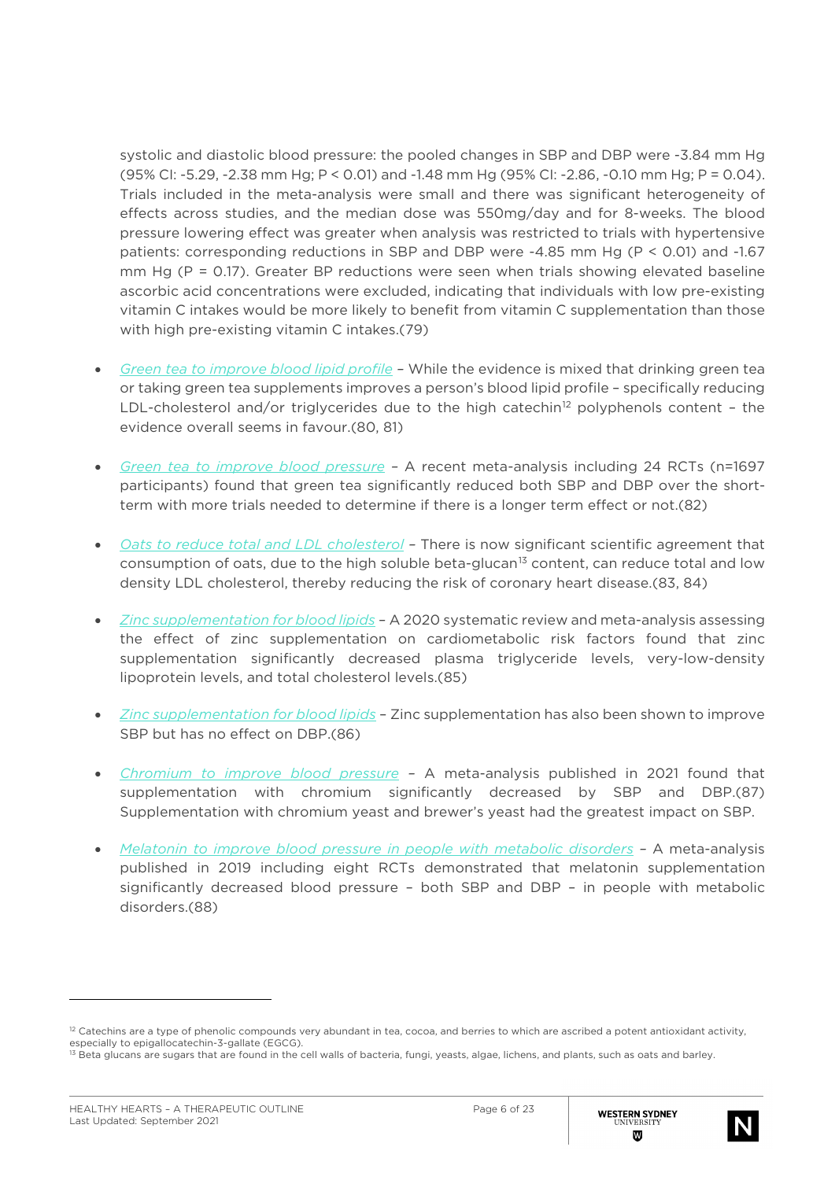systolic and diastolic blood pressure: the pooled changes in SBP and DBP were -3.84 mm Hg (95% CI: -5.29, -2.38 mm Hg; P < 0.01) and -1.48 mm Hg (95% CI: -2.86, -0.10 mm Hg; P = 0.04). Trials included in the meta-analysis were small and there was significant heterogeneity of effects across studies, and the median dose was 550mg/day and for 8-weeks. The blood pressure lowering effect was greater when analysis was restricted to trials with hypertensive patients: corresponding reductions in SBP and DBP were -4.85 mm Hg (P < 0.01) and -1.67 mm Hg (P = 0.17). Greater BP reductions were seen when trials showing elevated baseline ascorbic acid concentrations were excluded, indicating that individuals with low pre-existing vitamin C intakes would be more likely to benefit from vitamin C supplementation than those with high pre-existing vitamin C intakes.(79)

- *Green tea to improve blood lipid profile* – While the evidence is mixed that drinking green tea or taking green tea supplements improves a person's blood lipid profile – specifically reducing LDL-cholesterol and/or triglycerides due to the high catechin[12] polyphenols content – the evidence overall seems in favour.(80, 81)

- *Green tea to improve blood pressure* – A recent meta-analysis including 24 RCTs (n=1697 participants) found that green tea significantly reduced both SBP and DBP over the short-term with more trials needed to determine if there is a longer term effect or not.(82)

- *Oats to reduce total and LDL cholesterol* – There is now significant scientific agreement that consumption of oats, due to the high soluble beta-glucan[13] content, can reduce total and low density LDL cholesterol, thereby reducing the risk of coronary heart disease.(83, 84)

- *Zinc supplementation for blood lipids* – A 2020 systematic review and meta-analysis assessing the effect of zinc supplementation on cardiometabolic risk factors found that zinc supplementation significantly decreased plasma triglyceride levels, very-low-density lipoprotein levels, and total cholesterol levels.(85)

- *Zinc supplementation for blood lipids* – Zinc supplementation has also been shown to improve SBP but has no effect on DBP.(86)

- *Chromium to improve blood pressure* – A meta-analysis published in 2021 found that supplementation with chromium significantly decreased by SBP and DBP.(87) Supplementation with chromium yeast and brewer's yeast had the greatest impact on SBP.

- *Melatonin to improve blood pressure in people with metabolic disorders* – A meta-analysis published in 2019 including eight RCTs demonstrated that melatonin supplementation significantly decreased blood pressure – both SBP and DBP – in people with metabolic disorders.(88)

---

[12] Catechins are a type of phenolic compounds very abundant in tea, cocoa, and berries to which are ascribed a potent antioxidant activity, especially to epigallocatechin-3-gallate (EGCG).

[13] Beta glucans are sugars that are found in the cell walls of bacteria, fungi, yeasts, algae, lichens, and plants, such as oats and barley.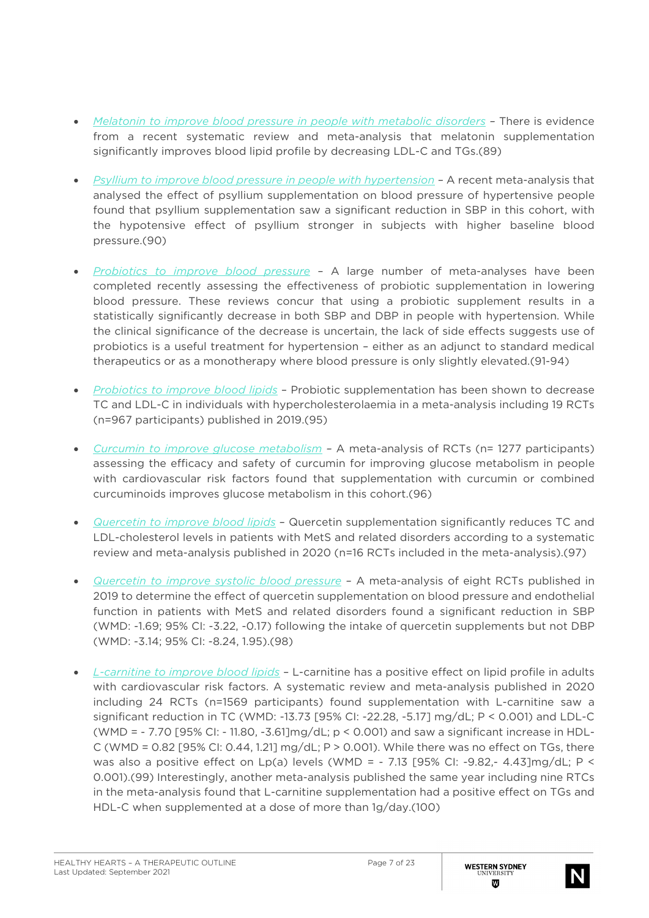- *Melatonin to improve blood pressure in people with metabolic disorders* – There is evidence from a recent systematic review and meta-analysis that melatonin supplementation significantly improves blood lipid profile by decreasing LDL-C and TGs.(89)

- *Psyllium to improve blood pressure in people with hypertension* – A recent meta-analysis that analysed the effect of psyllium supplementation on blood pressure of hypertensive people found that psyllium supplementation saw a significant reduction in SBP in this cohort, with the hypotensive effect of psyllium stronger in subjects with higher baseline blood pressure.(90)

- *Probiotics to improve blood pressure* – A large number of meta-analyses have been completed recently assessing the effectiveness of probiotic supplementation in lowering blood pressure. These reviews concur that using a probiotic supplement results in a statistically significantly decrease in both SBP and DBP in people with hypertension. While the clinical significance of the decrease is uncertain, the lack of side effects suggests use of probiotics is a useful treatment for hypertension – either as an adjunct to standard medical therapeutics or as a monotherapy where blood pressure is only slightly elevated.(91-94)

- *Probiotics to improve blood lipids* – Probiotic supplementation has been shown to decrease TC and LDL-C in individuals with hypercholesterolaemia in a meta-analysis including 19 RCTs (n=967 participants) published in 2019.(95)

- *Curcumin to improve glucose metabolism* – A meta-analysis of RCTs (n= 1277 participants) assessing the efficacy and safety of curcumin for improving glucose metabolism in people with cardiovascular risk factors found that supplementation with curcumin or combined curcuminoids improves glucose metabolism in this cohort.(96)

- *Quercetin to improve blood lipids* – Quercetin supplementation significantly reduces TC and LDL-cholesterol levels in patients with MetS and related disorders according to a systematic review and meta-analysis published in 2020 (n=16 RCTs included in the meta-analysis).(97)

- *Quercetin to improve systolic blood pressure* – A meta-analysis of eight RCTs published in 2019 to determine the effect of quercetin supplementation on blood pressure and endothelial function in patients with MetS and related disorders found a significant reduction in SBP (WMD: -1.69; 95% CI: -3.22, -0.17) following the intake of quercetin supplements but not DBP (WMD: -3.14; 95% CI: -8.24, 1.95).(98)

- *L-carnitine to improve blood lipids* – L-carnitine has a positive effect on lipid profile in adults with cardiovascular risk factors. A systematic review and meta-analysis published in 2020 including 24 RCTs (n=1569 participants) found supplementation with L-carnitine saw a significant reduction in TC (WMD: -13.73 [95% CI: -22.28, -5.17] mg/dL; $P < 0.001$) and LDL-C (WMD = - 7.70 [95% CI: - 11.80, -3.61]mg/dL; $p < 0.001$) and saw a significant increase in HDL-C (WMD = 0.82 [95% CI: 0.44, 1.21] mg/dL; $P > 0.001$). While there was no effect on TGs, there was also a positive effect on Lp(a) levels (WMD = - 7.13 [95% CI: -9.82,- 4.43]mg/dL; $P < 0.001$).(99) Interestingly, another meta-analysis published the same year including nine RTCs in the meta-analysis found that L-carnitine supplementation had a positive effect on TGs and HDL-C when supplemented at a dose of more than 1g/day.(100)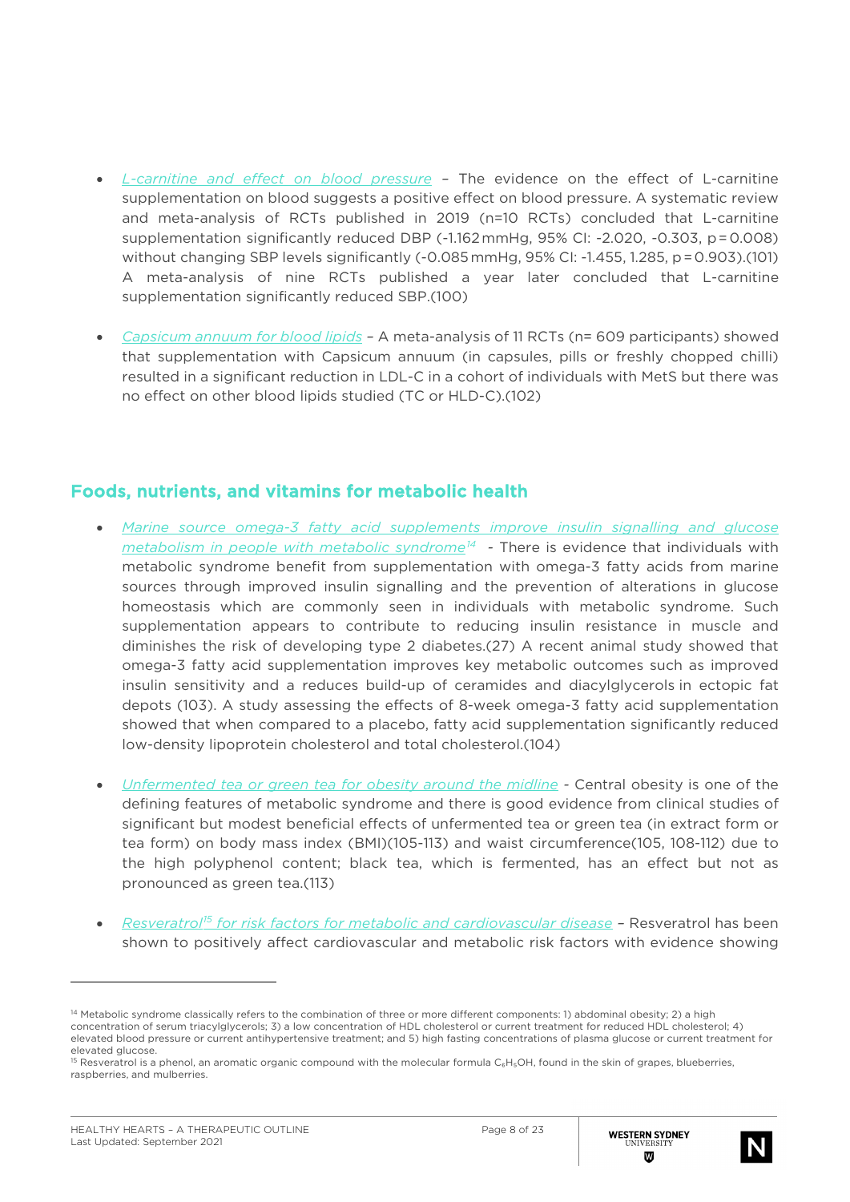- *L-carnitine and effect on blood pressure* – The evidence on the effect of L-carnitine supplementation on blood suggests a positive effect on blood pressure. A systematic review and meta-analysis of RCTs published in 2019 (n=10 RCTs) concluded that L-carnitine supplementation significantly reduced DBP (-1.162 mmHg, 95% CI: -2.020, -0.303, p = 0.008) without changing SBP levels significantly (-0.085 mmHg, 95% CI: -1.455, 1.285, p = 0.903).(101) A meta-analysis of nine RCTs published a year later concluded that L-carnitine supplementation significantly reduced SBP.(100)

- *Capsicum annuum for blood lipids* – A meta-analysis of 11 RCTs (n= 609 participants) showed that supplementation with Capsicum annuum (in capsules, pills or freshly chopped chilli) resulted in a significant reduction in LDL-C in a cohort of individuals with MetS but there was no effect on other blood lipids studied (TC or HLD-C).(102)

## Foods, nutrients, and vitamins for metabolic health

- *Marine source omega-3 fatty acid supplements improve insulin signalling and glucose metabolism in people with metabolic syndrome*[14] - There is evidence that individuals with metabolic syndrome benefit from supplementation with omega-3 fatty acids from marine sources through improved insulin signalling and the prevention of alterations in glucose homeostasis which are commonly seen in individuals with metabolic syndrome. Such supplementation appears to contribute to reducing insulin resistance in muscle and diminishes the risk of developing type 2 diabetes.(27) A recent animal study showed that omega-3 fatty acid supplementation improves key metabolic outcomes such as improved insulin sensitivity and a reduces build-up of ceramides and diacylglycerols in ectopic fat depots (103). A study assessing the effects of 8-week omega-3 fatty acid supplementation showed that when compared to a placebo, fatty acid supplementation significantly reduced low-density lipoprotein cholesterol and total cholesterol.(104)

- *Unfermented tea or green tea for obesity around the midline* - Central obesity is one of the defining features of metabolic syndrome and there is good evidence from clinical studies of significant but modest beneficial effects of unfermented tea or green tea (in extract form or tea form) on body mass index (BMI)(105-113) and waist circumference(105, 108-112) due to the high polyphenol content; black tea, which is fermented, has an effect but not as pronounced as green tea.(113)

- *Resveratrol*[15] *for risk factors for metabolic and cardiovascular disease* – Resveratrol has been shown to positively affect cardiovascular and metabolic risk factors with evidence showing

---

[14] Metabolic syndrome classically refers to the combination of three or more different components: 1) abdominal obesity; 2) a high concentration of serum triacylglycerols; 3) a low concentration of HDL cholesterol or current treatment for reduced HDL cholesterol; 4) elevated blood pressure or current antihypertensive treatment; and 5) high fasting concentrations of plasma glucose or current treatment for elevated glucose.

[15] Resveratrol is a phenol, an aromatic organic compound with the molecular formula $C_6H_5OH$, found in the skin of grapes, blueberries, raspberries, and mulberries.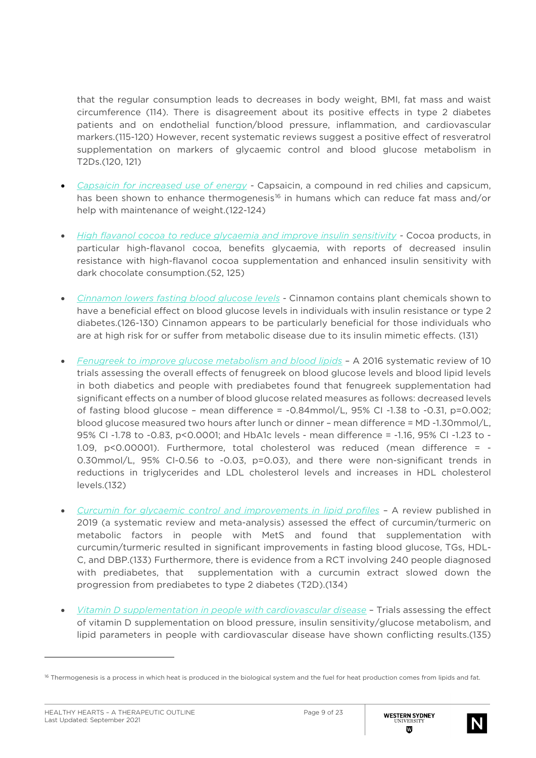that the regular consumption leads to decreases in body weight, BMI, fat mass and waist circumference (114). There is disagreement about its positive effects in type 2 diabetes patients and on endothelial function/blood pressure, inflammation, and cardiovascular markers.(115-120) However, recent systematic reviews suggest a positive effect of resveratrol supplementation on markers of glycaemic control and blood glucose metabolism in T2Ds.(120, 121)

- *Capsaicin for increased use of energy* - Capsaicin, a compound in red chilies and capsicum, has been shown to enhance thermogenesis[16] in humans which can reduce fat mass and/or help with maintenance of weight.(122-124)

- *High flavanol cocoa to reduce glycaemia and improve insulin sensitivity* - Cocoa products, in particular high-flavanol cocoa, benefits glycaemia, with reports of decreased insulin resistance with high-flavanol cocoa supplementation and enhanced insulin sensitivity with dark chocolate consumption.(52, 125)

- *Cinnamon lowers fasting blood glucose levels* - Cinnamon contains plant chemicals shown to have a beneficial effect on blood glucose levels in individuals with insulin resistance or type 2 diabetes.(126-130) Cinnamon appears to be particularly beneficial for those individuals who are at high risk for or suffer from metabolic disease due to its insulin mimetic effects. (131)

- *Fenugreek to improve glucose metabolism and blood lipids* – A 2016 systematic review of 10 trials assessing the overall effects of fenugreek on blood glucose levels and blood lipid levels in both diabetics and people with prediabetes found that fenugreek supplementation had significant effects on a number of blood glucose related measures as follows: decreased levels of fasting blood glucose – mean difference = -0.84mmol/L, 95% CI -1.38 to -0.31, p=0.002; blood glucose measured two hours after lunch or dinner – mean difference = MD -1.30mmol/L, 95% CI -1.78 to -0.83, p<0.0001; and HbA1c levels - mean difference = -1.16, 95% CI -1.23 to -1.09, p<0.00001). Furthermore, total cholesterol was reduced (mean difference = -0.30mmol/L, 95% CI-0.56 to -0.03, p=0.03), and there were non-significant trends in reductions in triglycerides and LDL cholesterol levels and increases in HDL cholesterol levels.(132)

- *Curcumin for glycaemic control and improvements in lipid profiles* – A review published in 2019 (a systematic review and meta-analysis) assessed the effect of curcumin/turmeric on metabolic factors in people with MetS and found that supplementation with curcumin/turmeric resulted in significant improvements in fasting blood glucose, TGs, HDL-C, and DBP.(133) Furthermore, there is evidence from a RCT involving 240 people diagnosed with prediabetes, that supplementation with a curcumin extract slowed down the progression from prediabetes to type 2 diabetes (T2D).(134)

- *Vitamin D supplementation in people with cardiovascular disease* – Trials assessing the effect of vitamin D supplementation on blood pressure, insulin sensitivity/glucose metabolism, and lipid parameters in people with cardiovascular disease have shown conflicting results.(135)

[16] Thermogenesis is a process in which heat is produced in the biological system and the fuel for heat production comes from lipids and fat.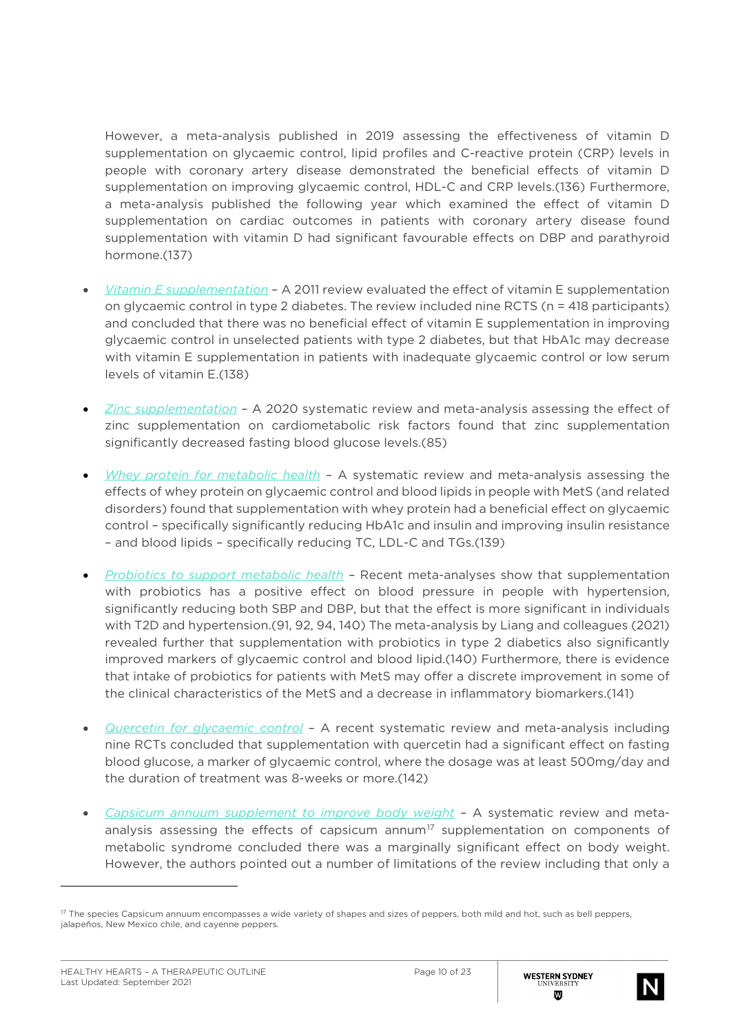However, a meta-analysis published in 2019 assessing the effectiveness of vitamin D supplementation on glycaemic control, lipid profiles and C-reactive protein (CRP) levels in people with coronary artery disease demonstrated the beneficial effects of vitamin D supplementation on improving glycaemic control, HDL-C and CRP levels.(136) Furthermore, a meta-analysis published the following year which examined the effect of vitamin D supplementation on cardiac outcomes in patients with coronary artery disease found supplementation with vitamin D had significant favourable effects on DBP and parathyroid hormone.(137)

- *Vitamin E supplementation* – A 2011 review evaluated the effect of vitamin E supplementation on glycaemic control in type 2 diabetes. The review included nine RCTS (n = 418 participants) and concluded that there was no beneficial effect of vitamin E supplementation in improving glycaemic control in unselected patients with type 2 diabetes, but that HbA1c may decrease with vitamin E supplementation in patients with inadequate glycaemic control or low serum levels of vitamin E.(138)

- *Zinc supplementation* – A 2020 systematic review and meta-analysis assessing the effect of zinc supplementation on cardiometabolic risk factors found that zinc supplementation significantly decreased fasting blood glucose levels.(85)

- *Whey protein for metabolic health* – A systematic review and meta-analysis assessing the effects of whey protein on glycaemic control and blood lipids in people with MetS (and related disorders) found that supplementation with whey protein had a beneficial effect on glycaemic control – specifically significantly reducing HbA1c and insulin and improving insulin resistance – and blood lipids – specifically reducing TC, LDL-C and TGs.(139)

- *Probiotics to support metabolic health* – Recent meta-analyses show that supplementation with probiotics has a positive effect on blood pressure in people with hypertension, significantly reducing both SBP and DBP, but that the effect is more significant in individuals with T2D and hypertension.(91, 92, 94, 140) The meta-analysis by Liang and colleagues (2021) revealed further that supplementation with probiotics in type 2 diabetics also significantly improved markers of glycaemic control and blood lipid.(140) Furthermore, there is evidence that intake of probiotics for patients with MetS may offer a discrete improvement in some of the clinical characteristics of the MetS and a decrease in inflammatory biomarkers.(141)

- *Quercetin for glycaemic control* – A recent systematic review and meta-analysis including nine RCTs concluded that supplementation with quercetin had a significant effect on fasting blood glucose, a marker of glycaemic control, where the dosage was at least 500mg/day and the duration of treatment was 8-weeks or more.(142)

- *Capsicum annuum supplement to improve body weight* – A systematic review and meta-analysis assessing the effects of capsicum annum[17] supplementation on components of metabolic syndrome concluded there was a marginally significant effect on body weight. However, the authors pointed out a number of limitations of the review including that only a

---

[17] The species Capsicum annuum encompasses a wide variety of shapes and sizes of peppers, both mild and hot, such as bell peppers, jalapeños, New Mexico chile, and cayenne peppers.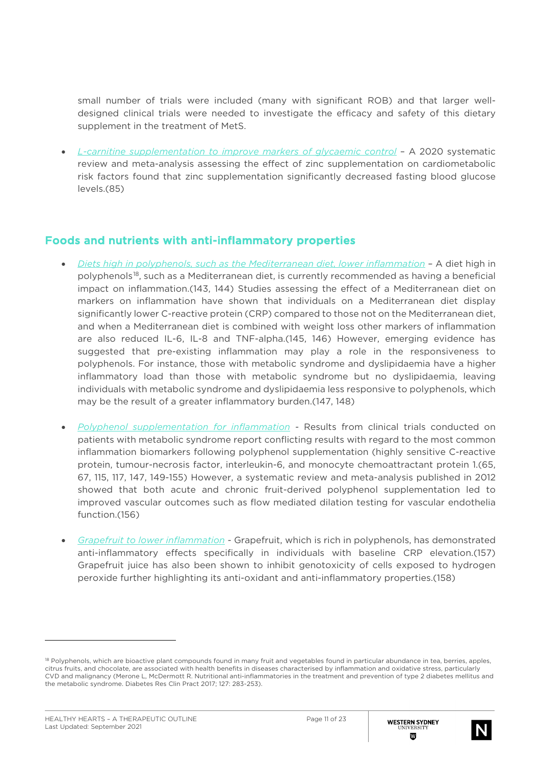small number of trials were included (many with significant ROB) and that larger well-designed clinical trials were needed to investigate the efficacy and safety of this dietary supplement in the treatment of MetS.

- *L-carnitine supplementation to improve markers of glycaemic control* – A 2020 systematic review and meta-analysis assessing the effect of zinc supplementation on cardiometabolic risk factors found that zinc supplementation significantly decreased fasting blood glucose levels.(85)

## Foods and nutrients with anti-inflammatory properties

- *Diets high in polyphenols, such as the Mediterranean diet, lower inflammation* – A diet high in polyphenols[18], such as a Mediterranean diet, is currently recommended as having a beneficial impact on inflammation.(143, 144) Studies assessing the effect of a Mediterranean diet on markers on inflammation have shown that individuals on a Mediterranean diet display significantly lower C-reactive protein (CRP) compared to those not on the Mediterranean diet, and when a Mediterranean diet is combined with weight loss other markers of inflammation are also reduced IL-6, IL-8 and TNF-alpha.(145, 146) However, emerging evidence has suggested that pre-existing inflammation may play a role in the responsiveness to polyphenols. For instance, those with metabolic syndrome and dyslipidaemia have a higher inflammatory load than those with metabolic syndrome but no dyslipidaemia, leaving individuals with metabolic syndrome and dyslipidaemia less responsive to polyphenols, which may be the result of a greater inflammatory burden.(147, 148)

- *Polyphenol supplementation for inflammation* - Results from clinical trials conducted on patients with metabolic syndrome report conflicting results with regard to the most common inflammation biomarkers following polyphenol supplementation (highly sensitive C-reactive protein, tumour-necrosis factor, interleukin-6, and monocyte chemoattractant protein 1.(65, 67, 115, 117, 147, 149-155) However, a systematic review and meta-analysis published in 2012 showed that both acute and chronic fruit-derived polyphenol supplementation led to improved vascular outcomes such as flow mediated dilation testing for vascular endothelia function.(156)

- *Grapefruit to lower inflammation* - Grapefruit, which is rich in polyphenols, has demonstrated anti-inflammatory effects specifically in individuals with baseline CRP elevation.(157) Grapefruit juice has also been shown to inhibit genotoxicity of cells exposed to hydrogen peroxide further highlighting its anti-oxidant and anti-inflammatory properties.(158)

---

[18] Polyphenols, which are bioactive plant compounds found in many fruit and vegetables found in particular abundance in tea, berries, apples, citrus fruits, and chocolate, are associated with health benefits in diseases characterised by inflammation and oxidative stress, particularly CVD and malignancy (Merone L, McDermott R. Nutritional anti-inflammatories in the treatment and prevention of type 2 diabetes mellitus and the metabolic syndrome. Diabetes Res Clin Pract 2017; 127: 283-253).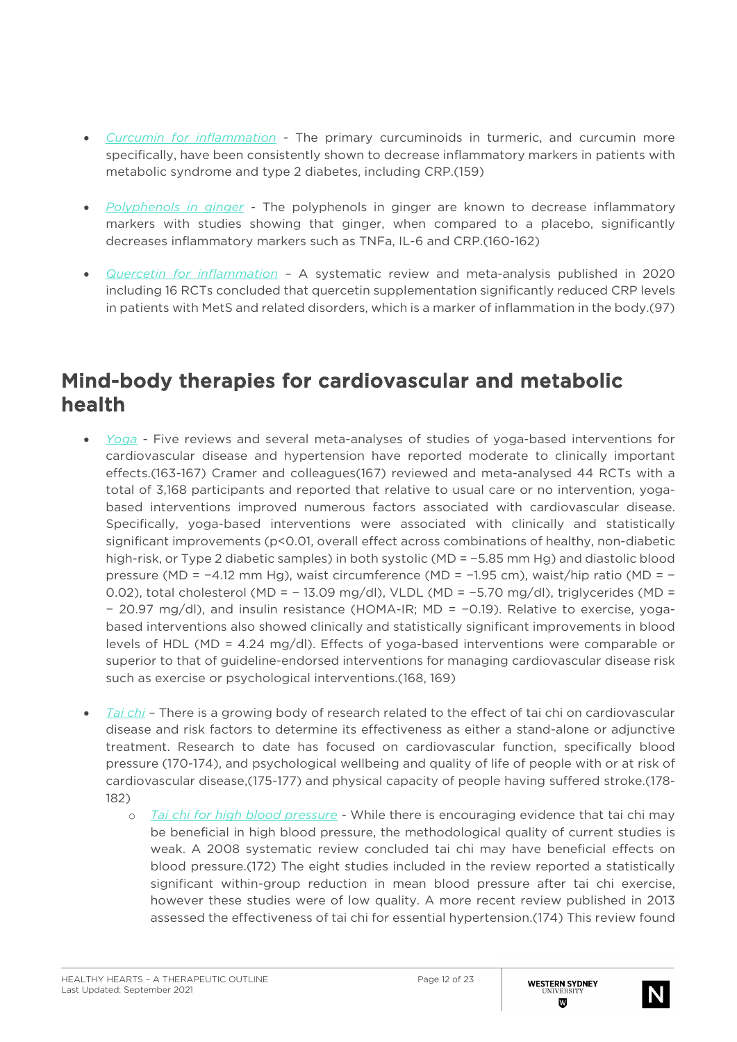- *Curcumin for inflammation* - The primary curcuminoids in turmeric, and curcumin more specifically, have been consistently shown to decrease inflammatory markers in patients with metabolic syndrome and type 2 diabetes, including CRP.(159)

- *Polyphenols in ginger* - The polyphenols in ginger are known to decrease inflammatory markers with studies showing that ginger, when compared to a placebo, significantly decreases inflammatory markers such as TNFa, IL-6 and CRP.(160-162)

- *Quercetin for inflammation* – A systematic review and meta-analysis published in 2020 including 16 RCTs concluded that quercetin supplementation significantly reduced CRP levels in patients with MetS and related disorders, which is a marker of inflammation in the body.(97)

## Mind-body therapies for cardiovascular and metabolic health

- *Yoga* - Five reviews and several meta-analyses of studies of yoga-based interventions for cardiovascular disease and hypertension have reported moderate to clinically important effects.(163-167) Cramer and colleagues(167) reviewed and meta-analysed 44 RCTs with a total of 3,168 participants and reported that relative to usual care or no intervention, yoga-based interventions improved numerous factors associated with cardiovascular disease. Specifically, yoga-based interventions were associated with clinically and statistically significant improvements ($p<0.01$, overall effect across combinations of healthy, non-diabetic high-risk, or Type 2 diabetic samples) in both systolic (MD = −5.85 mm Hg) and diastolic blood pressure (MD = −4.12 mm Hg), waist circumference (MD = −1.95 cm), waist/hip ratio (MD = −0.02), total cholesterol (MD = − 13.09 mg/dl), VLDL (MD = −5.70 mg/dl), triglycerides (MD = − 20.97 mg/dl), and insulin resistance (HOMA-IR; MD = −0.19). Relative to exercise, yoga-based interventions also showed clinically and statistically significant improvements in blood levels of HDL (MD = 4.24 mg/dl). Effects of yoga-based interventions were comparable or superior to that of guideline-endorsed interventions for managing cardiovascular disease risk such as exercise or psychological interventions.(168, 169)

- *Tai chi* – There is a growing body of research related to the effect of tai chi on cardiovascular disease and risk factors to determine its effectiveness as either a stand-alone or adjunctive treatment. Research to date has focused on cardiovascular function, specifically blood pressure (170-174), and psychological wellbeing and quality of life of people with or at risk of cardiovascular disease,(175-177) and physical capacity of people having suffered stroke.(178-182)
    - *Tai chi for high blood pressure* - While there is encouraging evidence that tai chi may be beneficial in high blood pressure, the methodological quality of current studies is weak. A 2008 systematic review concluded tai chi may have beneficial effects on blood pressure.(172) The eight studies included in the review reported a statistically significant within-group reduction in mean blood pressure after tai chi exercise, however these studies were of low quality. A more recent review published in 2013 assessed the effectiveness of tai chi for essential hypertension.(174) This review found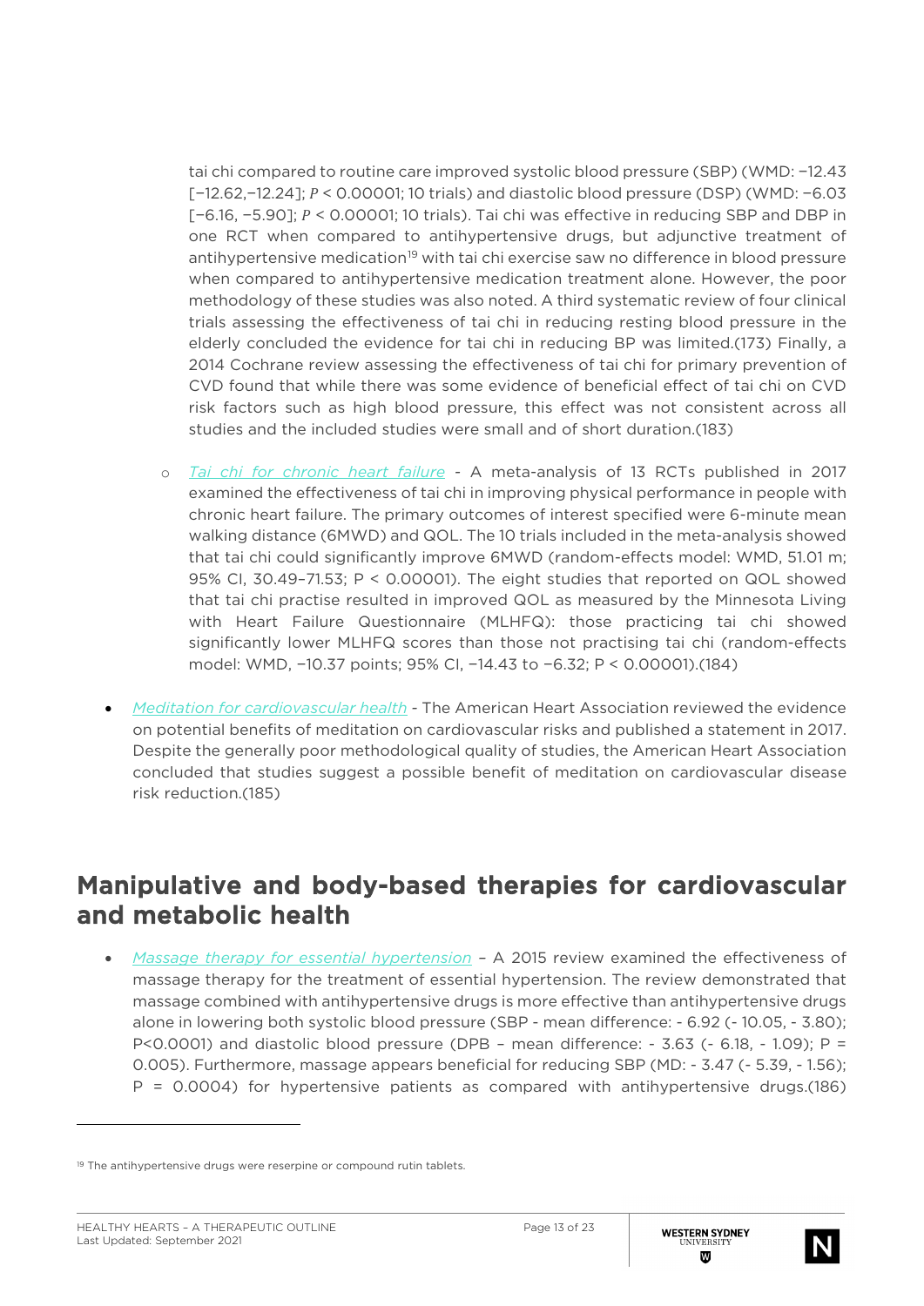tai chi compared to routine care improved systolic blood pressure (SBP) (WMD: −12.43 [−12.62,−12.24]; $P$ < 0.00001; 10 trials) and diastolic blood pressure (DSP) (WMD: −6.03 [−6.16, −5.90]; $P$ < 0.00001; 10 trials). Tai chi was effective in reducing SBP and DBP in one RCT when compared to antihypertensive drugs, but adjunctive treatment of antihypertensive medication[19] with tai chi exercise saw no difference in blood pressure when compared to antihypertensive medication treatment alone. However, the poor methodology of these studies was also noted. A third systematic review of four clinical trials assessing the effectiveness of tai chi in reducing resting blood pressure in the elderly concluded the evidence for tai chi in reducing BP was limited.(173) Finally, a 2014 Cochrane review assessing the effectiveness of tai chi for primary prevention of CVD found that while there was some evidence of beneficial effect of tai chi on CVD risk factors such as high blood pressure, this effect was not consistent across all studies and the included studies were small and of short duration.(183)

  - *Tai chi for chronic heart failure* - A meta-analysis of 13 RCTs published in 2017 examined the effectiveness of tai chi in improving physical performance in people with chronic heart failure. The primary outcomes of interest specified were 6-minute mean walking distance (6MWD) and QOL. The 10 trials included in the meta-analysis showed that tai chi could significantly improve 6MWD (random-effects model: WMD, 51.01 m; 95% CI, 30.49–71.53; P < 0.00001). The eight studies that reported on QOL showed that tai chi practise resulted in improved QOL as measured by the Minnesota Living with Heart Failure Questionnaire (MLHFQ): those practicing tai chi showed significantly lower MLHFQ scores than those not practising tai chi (random-effects model: WMD, −10.37 points; 95% CI, −14.43 to −6.32; P < 0.00001).(184)

- *Meditation for cardiovascular health* - The American Heart Association reviewed the evidence on potential benefits of meditation on cardiovascular risks and published a statement in 2017. Despite the generally poor methodological quality of studies, the American Heart Association concluded that studies suggest a possible benefit of meditation on cardiovascular disease risk reduction.(185)

## Manipulative and body-based therapies for cardiovascular and metabolic health

- *Massage therapy for essential hypertension* – A 2015 review examined the effectiveness of massage therapy for the treatment of essential hypertension. The review demonstrated that massage combined with antihypertensive drugs is more effective than antihypertensive drugs alone in lowering both systolic blood pressure (SBP - mean difference: - 6.92 (- 10.05, - 3.80); P<0.0001) and diastolic blood pressure (DPB – mean difference: - 3.63 (- 6.18, - 1.09); P = 0.005). Furthermore, massage appears beneficial for reducing SBP (MD: - 3.47 (- 5.39, - 1.56); P = 0.0004) for hypertensive patients as compared with antihypertensive drugs.(186)

---

[19] The antihypertensive drugs were reserpine or compound rutin tablets.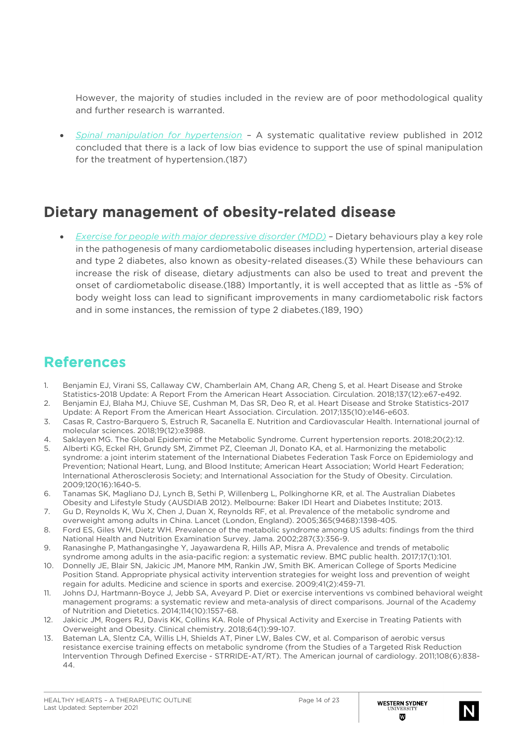However, the majority of studies included in the review are of poor methodological quality and further research is warranted.

- *Spinal manipulation for hypertension* – A systematic qualitative review published in 2012 concluded that there is a lack of low bias evidence to support the use of spinal manipulation for the treatment of hypertension.(187)

## Dietary management of obesity-related disease

- *Exercise for people with major depressive disorder (MDD)* – Dietary behaviours play a key role in the pathogenesis of many cardiometabolic diseases including hypertension, arterial disease and type 2 diabetes, also known as obesity-related diseases.(3) While these behaviours can increase the risk of disease, dietary adjustments can also be used to treat and prevent the onset of cardiometabolic disease.(188) Importantly, it is well accepted that as little as ~5% of body weight loss can lead to significant improvements in many cardiometabolic risk factors and in some instances, the remission of type 2 diabetes.(189, 190)

## References

1. Benjamin EJ, Virani SS, Callaway CW, Chamberlain AM, Chang AR, Cheng S, et al. Heart Disease and Stroke Statistics-2018 Update: A Report From the American Heart Association. Circulation. 2018;137(12):e67-e492.
2. Benjamin EJ, Blaha MJ, Chiuve SE, Cushman M, Das SR, Deo R, et al. Heart Disease and Stroke Statistics-2017 Update: A Report From the American Heart Association. Circulation. 2017;135(10):e146-e603.
3. Casas R, Castro-Barquero S, Estruch R, Sacanella E. Nutrition and Cardiovascular Health. International journal of molecular sciences. 2018;19(12):e3988.
4. Saklayen MG. The Global Epidemic of the Metabolic Syndrome. Current hypertension reports. 2018;20(2):12.
5. Alberti KG, Eckel RH, Grundy SM, Zimmet PZ, Cleeman JI, Donato KA, et al. Harmonizing the metabolic syndrome: a joint interim statement of the International Diabetes Federation Task Force on Epidemiology and Prevention; National Heart, Lung, and Blood Institute; American Heart Association; World Heart Federation; International Atherosclerosis Society; and International Association for the Study of Obesity. Circulation. 2009;120(16):1640-5.
6. Tanamas SK, Magliano DJ, Lynch B, Sethi P, Willenberg L, Polkinghorne KR, et al. The Australian Diabetes Obesity and Lifestyle Study (AUSDIAB 2012). Melbourne: Baker IDI Heart and Diabetes Institute; 2013.
7. Gu D, Reynolds K, Wu X, Chen J, Duan X, Reynolds RF, et al. Prevalence of the metabolic syndrome and overweight among adults in China. Lancet (London, England). 2005;365(9468):1398-405.
8. Ford ES, Giles WH, Dietz WH. Prevalence of the metabolic syndrome among US adults: findings from the third National Health and Nutrition Examination Survey. Jama. 2002;287(3):356-9.
9. Ranasinghe P, Mathangasinghe Y, Jayawardena R, Hills AP, Misra A. Prevalence and trends of metabolic syndrome among adults in the asia-pacific region: a systematic review. BMC public health. 2017;17(1):101.
10. Donnelly JE, Blair SN, Jakicic JM, Manore MM, Rankin JW, Smith BK. American College of Sports Medicine Position Stand. Appropriate physical activity intervention strategies for weight loss and prevention of weight regain for adults. Medicine and science in sports and exercise. 2009;41(2):459-71.
11. Johns DJ, Hartmann-Boyce J, Jebb SA, Aveyard P. Diet or exercise interventions vs combined behavioral weight management programs: a systematic review and meta-analysis of direct comparisons. Journal of the Academy of Nutrition and Dietetics. 2014;114(10):1557-68.
12. Jakicic JM, Rogers RJ, Davis KK, Collins KA. Role of Physical Activity and Exercise in Treating Patients with Overweight and Obesity. Clinical chemistry. 2018;64(1):99-107.
13. Bateman LA, Slentz CA, Willis LH, Shields AT, Piner LW, Bales CW, et al. Comparison of aerobic versus resistance exercise training effects on metabolic syndrome (from the Studies of a Targeted Risk Reduction Intervention Through Defined Exercise - STRRIDE-AT/RT). The American journal of cardiology. 2011;108(6):838-44.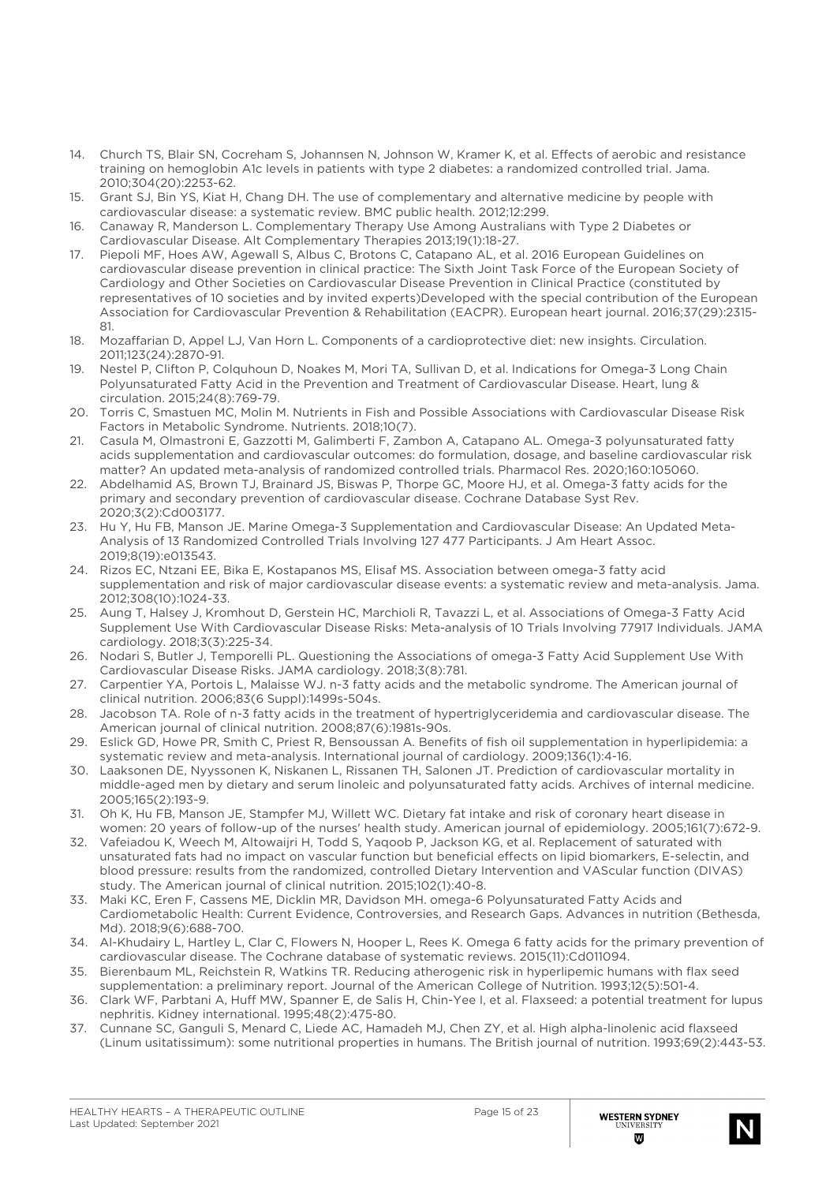14. Church TS, Blair SN, Cocreham S, Johannsen N, Johnson W, Kramer K, et al. Effects of aerobic and resistance training on hemoglobin A1c levels in patients with type 2 diabetes: a randomized controlled trial. Jama. 2010;304(20):2253-62.
15. Grant SJ, Bin YS, Kiat H, Chang DH. The use of complementary and alternative medicine by people with cardiovascular disease: a systematic review. BMC public health. 2012;12:299.
16. Canaway R, Manderson L. Complementary Therapy Use Among Australians with Type 2 Diabetes or Cardiovascular Disease. Alt Complementary Therapies 2013;19(1):18-27.
17. Piepoli MF, Hoes AW, Agewall S, Albus C, Brotons C, Catapano AL, et al. 2016 European Guidelines on cardiovascular disease prevention in clinical practice: The Sixth Joint Task Force of the European Society of Cardiology and Other Societies on Cardiovascular Disease Prevention in Clinical Practice (constituted by representatives of 10 societies and by invited experts)Developed with the special contribution of the European Association for Cardiovascular Prevention & Rehabilitation (EACPR). European heart journal. 2016;37(29):2315-81.
18. Mozaffarian D, Appel LJ, Van Horn L. Components of a cardioprotective diet: new insights. Circulation. 2011;123(24):2870-91.
19. Nestel P, Clifton P, Colquhoun D, Noakes M, Mori TA, Sullivan D, et al. Indications for Omega-3 Long Chain Polyunsaturated Fatty Acid in the Prevention and Treatment of Cardiovascular Disease. Heart, lung & circulation. 2015;24(8):769-79.
20. Torris C, Smastuen MC, Molin M. Nutrients in Fish and Possible Associations with Cardiovascular Disease Risk Factors in Metabolic Syndrome. Nutrients. 2018;10(7).
21. Casula M, Olmastroni E, Gazzotti M, Galimberti F, Zambon A, Catapano AL. Omega-3 polyunsaturated fatty acids supplementation and cardiovascular outcomes: do formulation, dosage, and baseline cardiovascular risk matter? An updated meta-analysis of randomized controlled trials. Pharmacol Res. 2020;160:105060.
22. Abdelhamid AS, Brown TJ, Brainard JS, Biswas P, Thorpe GC, Moore HJ, et al. Omega-3 fatty acids for the primary and secondary prevention of cardiovascular disease. Cochrane Database Syst Rev. 2020;3(2):Cd003177.
23. Hu Y, Hu FB, Manson JE. Marine Omega-3 Supplementation and Cardiovascular Disease: An Updated Meta-Analysis of 13 Randomized Controlled Trials Involving 127 477 Participants. J Am Heart Assoc. 2019;8(19):e013543.
24. Rizos EC, Ntzani EE, Bika E, Kostapanos MS, Elisaf MS. Association between omega-3 fatty acid supplementation and risk of major cardiovascular disease events: a systematic review and meta-analysis. Jama. 2012;308(10):1024-33.
25. Aung T, Halsey J, Kromhout D, Gerstein HC, Marchioli R, Tavazzi L, et al. Associations of Omega-3 Fatty Acid Supplement Use With Cardiovascular Disease Risks: Meta-analysis of 10 Trials Involving 77917 Individuals. JAMA cardiology. 2018;3(3):225-34.
26. Nodari S, Butler J, Temporelli PL. Questioning the Associations of omega-3 Fatty Acid Supplement Use With Cardiovascular Disease Risks. JAMA cardiology. 2018;3(8):781.
27. Carpentier YA, Portois L, Malaisse WJ. n-3 fatty acids and the metabolic syndrome. The American journal of clinical nutrition. 2006;83(6 Suppl):1499s-504s.
28. Jacobson TA. Role of n-3 fatty acids in the treatment of hypertriglyceridemia and cardiovascular disease. The American journal of clinical nutrition. 2008;87(6):1981s-90s.
29. Eslick GD, Howe PR, Smith C, Priest R, Bensoussan A. Benefits of fish oil supplementation in hyperlipidemia: a systematic review and meta-analysis. International journal of cardiology. 2009;136(1):4-16.
30. Laaksonen DE, Nyyssonen K, Niskanen L, Rissanen TH, Salonen JT. Prediction of cardiovascular mortality in middle-aged men by dietary and serum linoleic and polyunsaturated fatty acids. Archives of internal medicine. 2005;165(2):193-9.
31. Oh K, Hu FB, Manson JE, Stampfer MJ, Willett WC. Dietary fat intake and risk of coronary heart disease in women: 20 years of follow-up of the nurses' health study. American journal of epidemiology. 2005;161(7):672-9.
32. Vafeiadou K, Weech M, Altowaijri H, Todd S, Yaqoob P, Jackson KG, et al. Replacement of saturated with unsaturated fats had no impact on vascular function but beneficial effects on lipid biomarkers, E-selectin, and blood pressure: results from the randomized, controlled Dietary Intervention and VAScular function (DIVAS) study. The American journal of clinical nutrition. 2015;102(1):40-8.
33. Maki KC, Eren F, Cassens ME, Dicklin MR, Davidson MH. omega-6 Polyunsaturated Fatty Acids and Cardiometabolic Health: Current Evidence, Controversies, and Research Gaps. Advances in nutrition (Bethesda, Md). 2018;9(6):688-700.
34. Al-Khudairy L, Hartley L, Clar C, Flowers N, Hooper L, Rees K. Omega 6 fatty acids for the primary prevention of cardiovascular disease. The Cochrane database of systematic reviews. 2015(11):Cd011094.
35. Bierenbaum ML, Reichstein R, Watkins TR. Reducing atherogenic risk in hyperlipemic humans with flax seed supplementation: a preliminary report. Journal of the American College of Nutrition. 1993;12(5):501-4.
36. Clark WF, Parbtani A, Huff MW, Spanner E, de Salis H, Chin-Yee I, et al. Flaxseed: a potential treatment for lupus nephritis. Kidney international. 1995;48(2):475-80.
37. Cunnane SC, Ganguli S, Menard C, Liede AC, Hamadeh MJ, Chen ZY, et al. High alpha-linolenic acid flaxseed (Linum usitatissimum): some nutritional properties in humans. The British journal of nutrition. 1993;69(2):443-53.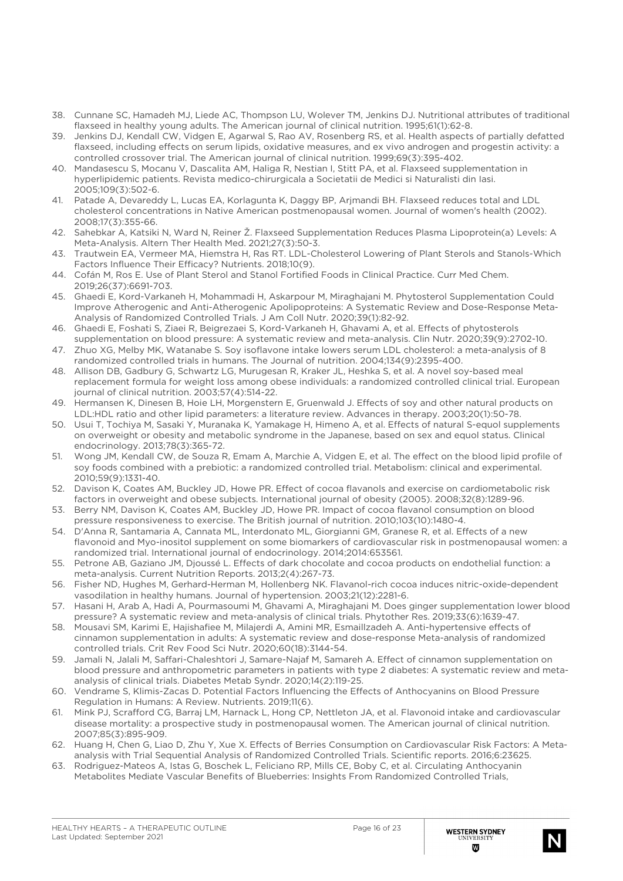38. Cunnane SC, Hamadeh MJ, Liede AC, Thompson LU, Wolever TM, Jenkins DJ. Nutritional attributes of traditional flaxseed in healthy young adults. The American journal of clinical nutrition. 1995;61(1):62-8.
39. Jenkins DJ, Kendall CW, Vidgen E, Agarwal S, Rao AV, Rosenberg RS, et al. Health aspects of partially defatted flaxseed, including effects on serum lipids, oxidative measures, and ex vivo androgen and progestin activity: a controlled crossover trial. The American journal of clinical nutrition. 1999;69(3):395-402.
40. Mandasescu S, Mocanu V, Dascalita AM, Haliga R, Nestian I, Stitt PA, et al. Flaxseed supplementation in hyperlipidemic patients. Revista medico-chirurgicala a Societatii de Medici si Naturalisti din Iasi. 2005;109(3):502-6.
41. Patade A, Devareddy L, Lucas EA, Korlagunta K, Daggy BP, Arjmandi BH. Flaxseed reduces total and LDL cholesterol concentrations in Native American postmenopausal women. Journal of women's health (2002). 2008;17(3):355-66.
42. Sahebkar A, Katsiki N, Ward N, Reiner Ž. Flaxseed Supplementation Reduces Plasma Lipoprotein(a) Levels: A Meta-Analysis. Altern Ther Health Med. 2021;27(3):50-3.
43. Trautwein EA, Vermeer MA, Hiemstra H, Ras RT. LDL-Cholesterol Lowering of Plant Sterols and Stanols-Which Factors Influence Their Efficacy? Nutrients. 2018;10(9).
44. Cofán M, Ros E. Use of Plant Sterol and Stanol Fortified Foods in Clinical Practice. Curr Med Chem. 2019;26(37):6691-703.
45. Ghaedi E, Kord-Varkaneh H, Mohammadi H, Askarpour M, Miraghajani M. Phytosterol Supplementation Could Improve Atherogenic and Anti-Atherogenic Apolipoproteins: A Systematic Review and Dose-Response Meta-Analysis of Randomized Controlled Trials. J Am Coll Nutr. 2020;39(1):82-92.
46. Ghaedi E, Foshati S, Ziaei R, Beigrezaei S, Kord-Varkaneh H, Ghavami A, et al. Effects of phytosterols supplementation on blood pressure: A systematic review and meta-analysis. Clin Nutr. 2020;39(9):2702-10.
47. Zhuo XG, Melby MK, Watanabe S. Soy isoflavone intake lowers serum LDL cholesterol: a meta-analysis of 8 randomized controlled trials in humans. The Journal of nutrition. 2004;134(9):2395-400.
48. Allison DB, Gadbury G, Schwartz LG, Murugesan R, Kraker JL, Heshka S, et al. A novel soy-based meal replacement formula for weight loss among obese individuals: a randomized controlled clinical trial. European journal of clinical nutrition. 2003;57(4):514-22.
49. Hermansen K, Dinesen B, Hoie LH, Morgenstern E, Gruenwald J. Effects of soy and other natural products on LDL:HDL ratio and other lipid parameters: a literature review. Advances in therapy. 2003;20(1):50-78.
50. Usui T, Tochiya M, Sasaki Y, Muranaka K, Yamakage H, Himeno A, et al. Effects of natural S-equol supplements on overweight or obesity and metabolic syndrome in the Japanese, based on sex and equol status. Clinical endocrinology. 2013;78(3):365-72.
51. Wong JM, Kendall CW, de Souza R, Emam A, Marchie A, Vidgen E, et al. The effect on the blood lipid profile of soy foods combined with a prebiotic: a randomized controlled trial. Metabolism: clinical and experimental. 2010;59(9):1331-40.
52. Davison K, Coates AM, Buckley JD, Howe PR. Effect of cocoa flavanols and exercise on cardiometabolic risk factors in overweight and obese subjects. International journal of obesity (2005). 2008;32(8):1289-96.
53. Berry NM, Davison K, Coates AM, Buckley JD, Howe PR. Impact of cocoa flavanol consumption on blood pressure responsiveness to exercise. The British journal of nutrition. 2010;103(10):1480-4.
54. D'Anna R, Santamaria A, Cannata ML, Interdonato ML, Giorgianni GM, Granese R, et al. Effects of a new flavonoid and Myo-inositol supplement on some biomarkers of cardiovascular risk in postmenopausal women: a randomized trial. International journal of endocrinology. 2014;2014:653561.
55. Petrone AB, Gaziano JM, Djoussé L. Effects of dark chocolate and cocoa products on endothelial function: a meta-analysis. Current Nutrition Reports. 2013;2(4):267-73.
56. Fisher ND, Hughes M, Gerhard-Herman M, Hollenberg NK. Flavanol-rich cocoa induces nitric-oxide-dependent vasodilation in healthy humans. Journal of hypertension. 2003;21(12):2281-6.
57. Hasani H, Arab A, Hadi A, Pourmasoumi M, Ghavami A, Miraghajani M. Does ginger supplementation lower blood pressure? A systematic review and meta-analysis of clinical trials. Phytother Res. 2019;33(6):1639-47.
58. Mousavi SM, Karimi E, Hajishafiee M, Milajerdi A, Amini MR, Esmaillzadeh A. Anti-hypertensive effects of cinnamon supplementation in adults: A systematic review and dose-response Meta-analysis of randomized controlled trials. Crit Rev Food Sci Nutr. 2020;60(18):3144-54.
59. Jamali N, Jalali M, Saffari-Chaleshtori J, Samare-Najaf M, Samareh A. Effect of cinnamon supplementation on blood pressure and anthropometric parameters in patients with type 2 diabetes: A systematic review and meta-analysis of clinical trials. Diabetes Metab Syndr. 2020;14(2):119-25.
60. Vendrame S, Klimis-Zacas D. Potential Factors Influencing the Effects of Anthocyanins on Blood Pressure Regulation in Humans: A Review. Nutrients. 2019;11(6).
61. Mink PJ, Scrafford CG, Barraj LM, Harnack L, Hong CP, Nettleton JA, et al. Flavonoid intake and cardiovascular disease mortality: a prospective study in postmenopausal women. The American journal of clinical nutrition. 2007;85(3):895-909.
62. Huang H, Chen G, Liao D, Zhu Y, Xue X. Effects of Berries Consumption on Cardiovascular Risk Factors: A Meta-analysis with Trial Sequential Analysis of Randomized Controlled Trials. Scientific reports. 2016;6:23625.
63. Rodriguez-Mateos A, Istas G, Boschek L, Feliciano RP, Mills CE, Boby C, et al. Circulating Anthocyanin Metabolites Mediate Vascular Benefits of Blueberries: Insights From Randomized Controlled Trials,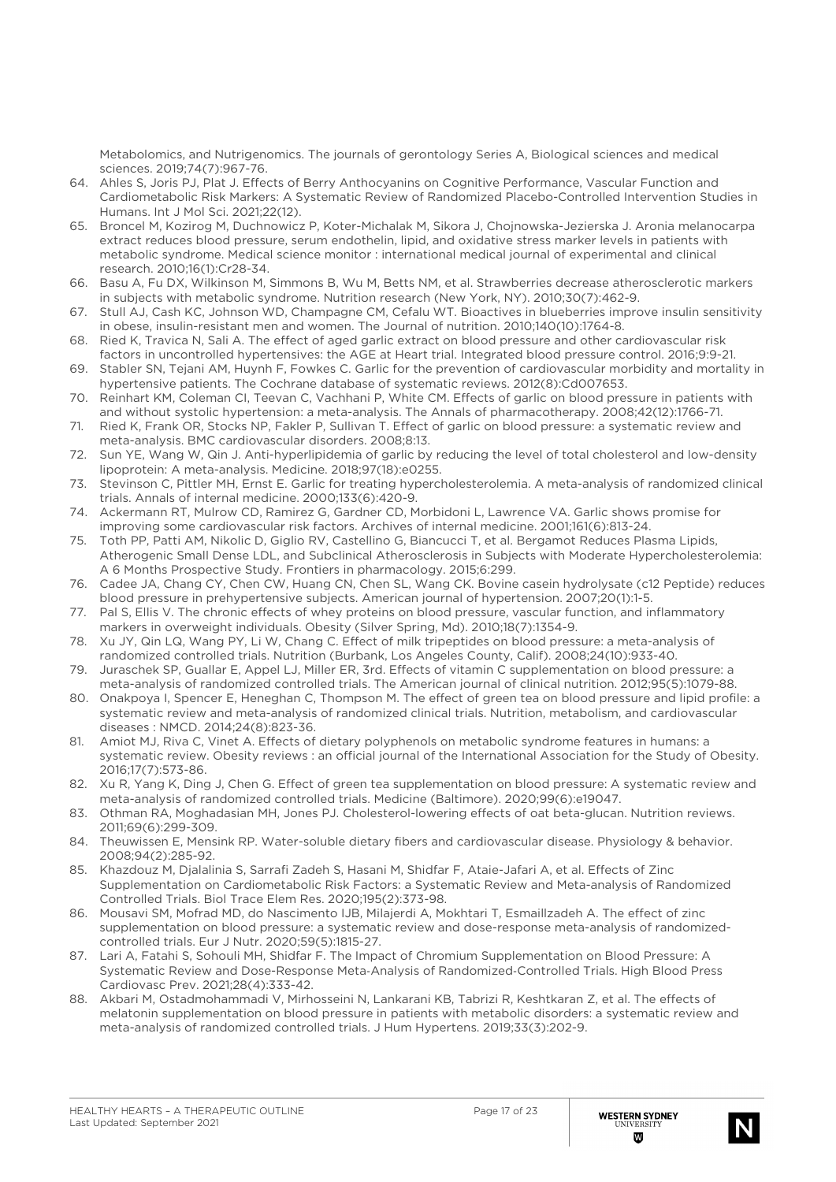Metabolomics, and Nutrigenomics. The journals of gerontology Series A, Biological sciences and medical sciences. 2019;74(7):967-76.

64. Ahles S, Joris PJ, Plat J. Effects of Berry Anthocyanins on Cognitive Performance, Vascular Function and Cardiometabolic Risk Markers: A Systematic Review of Randomized Placebo-Controlled Intervention Studies in Humans. Int J Mol Sci. 2021;22(12).
65. Broncel M, Kozirog M, Duchnowicz P, Koter-Michalak M, Sikora J, Chojnowska-Jezierska J. Aronia melanocarpa extract reduces blood pressure, serum endothelin, lipid, and oxidative stress marker levels in patients with metabolic syndrome. Medical science monitor : international medical journal of experimental and clinical research. 2010;16(1):Cr28-34.
66. Basu A, Fu DX, Wilkinson M, Simmons B, Wu M, Betts NM, et al. Strawberries decrease atherosclerotic markers in subjects with metabolic syndrome. Nutrition research (New York, NY). 2010;30(7):462-9.
67. Stull AJ, Cash KC, Johnson WD, Champagne CM, Cefalu WT. Bioactives in blueberries improve insulin sensitivity in obese, insulin-resistant men and women. The Journal of nutrition. 2010;140(10):1764-8.
68. Ried K, Travica N, Sali A. The effect of aged garlic extract on blood pressure and other cardiovascular risk factors in uncontrolled hypertensives: the AGE at Heart trial. Integrated blood pressure control. 2016;9:9-21.
69. Stabler SN, Tejani AM, Huynh F, Fowkes C. Garlic for the prevention of cardiovascular morbidity and mortality in hypertensive patients. The Cochrane database of systematic reviews. 2012(8):Cd007653.
70. Reinhart KM, Coleman CI, Teevan C, Vachhani P, White CM. Effects of garlic on blood pressure in patients with and without systolic hypertension: a meta-analysis. The Annals of pharmacotherapy. 2008;42(12):1766-71.
71. Ried K, Frank OR, Stocks NP, Fakler P, Sullivan T. Effect of garlic on blood pressure: a systematic review and meta-analysis. BMC cardiovascular disorders. 2008;8:13.
72. Sun YE, Wang W, Qin J. Anti-hyperlipidemia of garlic by reducing the level of total cholesterol and low-density lipoprotein: A meta-analysis. Medicine. 2018;97(18):e0255.
73. Stevinson C, Pittler MH, Ernst E. Garlic for treating hypercholesterolemia. A meta-analysis of randomized clinical trials. Annals of internal medicine. 2000;133(6):420-9.
74. Ackermann RT, Mulrow CD, Ramirez G, Gardner CD, Morbidoni L, Lawrence VA. Garlic shows promise for improving some cardiovascular risk factors. Archives of internal medicine. 2001;161(6):813-24.
75. Toth PP, Patti AM, Nikolic D, Giglio RV, Castellino G, Biancucci T, et al. Bergamot Reduces Plasma Lipids, Atherogenic Small Dense LDL, and Subclinical Atherosclerosis in Subjects with Moderate Hypercholesterolemia: A 6 Months Prospective Study. Frontiers in pharmacology. 2015;6:299.
76. Cadee JA, Chang CY, Chen CW, Huang CN, Chen SL, Wang CK. Bovine casein hydrolysate (c12 Peptide) reduces blood pressure in prehypertensive subjects. American journal of hypertension. 2007;20(1):1-5.
77. Pal S, Ellis V. The chronic effects of whey proteins on blood pressure, vascular function, and inflammatory markers in overweight individuals. Obesity (Silver Spring, Md). 2010;18(7):1354-9.
78. Xu JY, Qin LQ, Wang PY, Li W, Chang C. Effect of milk tripeptides on blood pressure: a meta-analysis of randomized controlled trials. Nutrition (Burbank, Los Angeles County, Calif). 2008;24(10):933-40.
79. Juraschek SP, Guallar E, Appel LJ, Miller ER, 3rd. Effects of vitamin C supplementation on blood pressure: a meta-analysis of randomized controlled trials. The American journal of clinical nutrition. 2012;95(5):1079-88.
80. Onakpoya I, Spencer E, Heneghan C, Thompson M. The effect of green tea on blood pressure and lipid profile: a systematic review and meta-analysis of randomized clinical trials. Nutrition, metabolism, and cardiovascular diseases : NMCD. 2014;24(8):823-36.
81. Amiot MJ, Riva C, Vinet A. Effects of dietary polyphenols on metabolic syndrome features in humans: a systematic review. Obesity reviews : an official journal of the International Association for the Study of Obesity. 2016;17(7):573-86.
82. Xu R, Yang K, Ding J, Chen G. Effect of green tea supplementation on blood pressure: A systematic review and meta-analysis of randomized controlled trials. Medicine (Baltimore). 2020;99(6):e19047.
83. Othman RA, Moghadasian MH, Jones PJ. Cholesterol-lowering effects of oat beta-glucan. Nutrition reviews. 2011;69(6):299-309.
84. Theuwissen E, Mensink RP. Water-soluble dietary fibers and cardiovascular disease. Physiology & behavior. 2008;94(2):285-92.
85. Khazdouz M, Djalalinia S, Sarrafi Zadeh S, Hasani M, Shidfar F, Ataie-Jafari A, et al. Effects of Zinc Supplementation on Cardiometabolic Risk Factors: a Systematic Review and Meta-analysis of Randomized Controlled Trials. Biol Trace Elem Res. 2020;195(2):373-98.
86. Mousavi SM, Mofrad MD, do Nascimento IJB, Milajerdi A, Mokhtari T, Esmaillzadeh A. The effect of zinc supplementation on blood pressure: a systematic review and dose-response meta-analysis of randomized-controlled trials. Eur J Nutr. 2020;59(5):1815-27.
87. Lari A, Fatahi S, Sohouli MH, Shidfar F. The Impact of Chromium Supplementation on Blood Pressure: A Systematic Review and Dose-Response Meta-Analysis of Randomized-Controlled Trials. High Blood Press Cardiovasc Prev. 2021;28(4):333-42.
88. Akbari M, Ostadmohammadi V, Mirhosseini N, Lankarani KB, Tabrizi R, Keshtkaran Z, et al. The effects of melatonin supplementation on blood pressure in patients with metabolic disorders: a systematic review and meta-analysis of randomized controlled trials. J Hum Hypertens. 2019;33(3):202-9.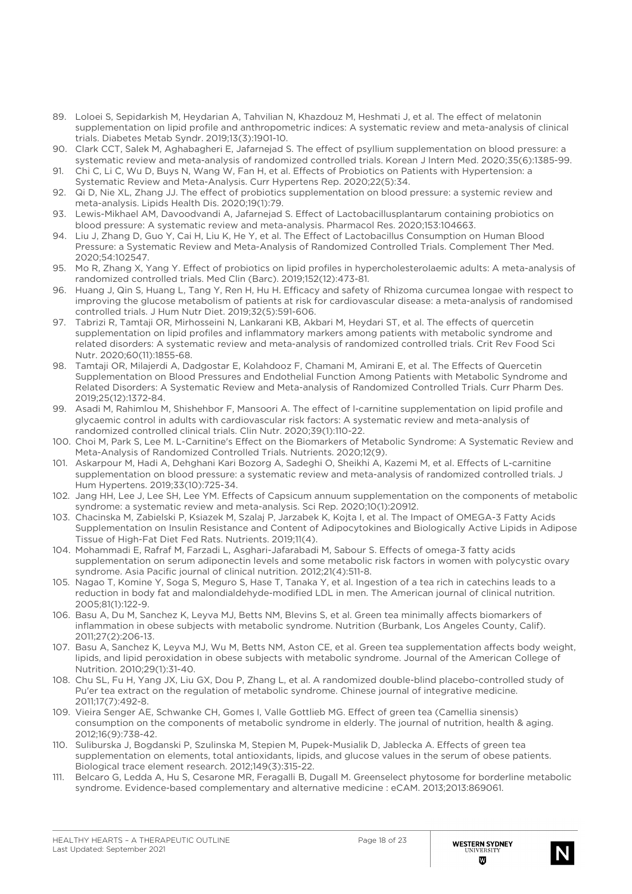89. Loloei S, Sepidarkish M, Heydarian A, Tahvilian N, Khazdouz M, Heshmati J, et al. The effect of melatonin supplementation on lipid profile and anthropometric indices: A systematic review and meta-analysis of clinical trials. Diabetes Metab Syndr. 2019;13(3):1901-10.
90. Clark CCT, Salek M, Aghabagheri E, Jafarnejad S. The effect of psyllium supplementation on blood pressure: a systematic review and meta-analysis of randomized controlled trials. Korean J Intern Med. 2020;35(6):1385-99.
91. Chi C, Li C, Wu D, Buys N, Wang W, Fan H, et al. Effects of Probiotics on Patients with Hypertension: a Systematic Review and Meta-Analysis. Curr Hypertens Rep. 2020;22(5):34.
92. Qi D, Nie XL, Zhang JJ. The effect of probiotics supplementation on blood pressure: a systemic review and meta-analysis. Lipids Health Dis. 2020;19(1):79.
93. Lewis-Mikhael AM, Davoodvandi A, Jafarnejad S. Effect of Lactobacillusplantarum containing probiotics on blood pressure: A systematic review and meta-analysis. Pharmacol Res. 2020;153:104663.
94. Liu J, Zhang D, Guo Y, Cai H, Liu K, He Y, et al. The Effect of Lactobacillus Consumption on Human Blood Pressure: a Systematic Review and Meta-Analysis of Randomized Controlled Trials. Complement Ther Med. 2020;54:102547.
95. Mo R, Zhang X, Yang Y. Effect of probiotics on lipid profiles in hypercholesterolaemic adults: A meta-analysis of randomized controlled trials. Med Clin (Barc). 2019;152(12):473-81.
96. Huang J, Qin S, Huang L, Tang Y, Ren H, Hu H. Efficacy and safety of Rhizoma curcumea longae with respect to improving the glucose metabolism of patients at risk for cardiovascular disease: a meta-analysis of randomised controlled trials. J Hum Nutr Diet. 2019;32(5):591-606.
97. Tabrizi R, Tamtaji OR, Mirhosseini N, Lankarani KB, Akbari M, Heydari ST, et al. The effects of quercetin supplementation on lipid profiles and inflammatory markers among patients with metabolic syndrome and related disorders: A systematic review and meta-analysis of randomized controlled trials. Crit Rev Food Sci Nutr. 2020;60(11):1855-68.
98. Tamtaji OR, Milajerdi A, Dadgostar E, Kolahdooz F, Chamani M, Amirani E, et al. The Effects of Quercetin Supplementation on Blood Pressures and Endothelial Function Among Patients with Metabolic Syndrome and Related Disorders: A Systematic Review and Meta-analysis of Randomized Controlled Trials. Curr Pharm Des. 2019;25(12):1372-84.
99. Asadi M, Rahimlou M, Shishehbor F, Mansoori A. The effect of l-carnitine supplementation on lipid profile and glycaemic control in adults with cardiovascular risk factors: A systematic review and meta-analysis of randomized controlled clinical trials. Clin Nutr. 2020;39(1):110-22.
100. Choi M, Park S, Lee M. L-Carnitine's Effect on the Biomarkers of Metabolic Syndrome: A Systematic Review and Meta-Analysis of Randomized Controlled Trials. Nutrients. 2020;12(9).
101. Askarpour M, Hadi A, Dehghani Kari Bozorg A, Sadeghi O, Sheikhi A, Kazemi M, et al. Effects of L-carnitine supplementation on blood pressure: a systematic review and meta-analysis of randomized controlled trials. J Hum Hypertens. 2019;33(10):725-34.
102. Jang HH, Lee J, Lee SH, Lee YM. Effects of Capsicum annuum supplementation on the components of metabolic syndrome: a systematic review and meta-analysis. Sci Rep. 2020;10(1):20912.
103. Chacinska M, Zabielski P, Ksiazek M, Szalaj P, Jarzabek K, Kojta I, et al. The Impact of OMEGA-3 Fatty Acids Supplementation on Insulin Resistance and Content of Adipocytokines and Biologically Active Lipids in Adipose Tissue of High-Fat Diet Fed Rats. Nutrients. 2019;11(4).
104. Mohammadi E, Rafraf M, Farzadi L, Asghari-Jafarabadi M, Sabour S. Effects of omega-3 fatty acids supplementation on serum adiponectin levels and some metabolic risk factors in women with polycystic ovary syndrome. Asia Pacific journal of clinical nutrition. 2012;21(4):511-8.
105. Nagao T, Komine Y, Soga S, Meguro S, Hase T, Tanaka Y, et al. Ingestion of a tea rich in catechins leads to a reduction in body fat and malondialdehyde-modified LDL in men. The American journal of clinical nutrition. 2005;81(1):122-9.
106. Basu A, Du M, Sanchez K, Leyva MJ, Betts NM, Blevins S, et al. Green tea minimally affects biomarkers of inflammation in obese subjects with metabolic syndrome. Nutrition (Burbank, Los Angeles County, Calif). 2011;27(2):206-13.
107. Basu A, Sanchez K, Leyva MJ, Wu M, Betts NM, Aston CE, et al. Green tea supplementation affects body weight, lipids, and lipid peroxidation in obese subjects with metabolic syndrome. Journal of the American College of Nutrition. 2010;29(1):31-40.
108. Chu SL, Fu H, Yang JX, Liu GX, Dou P, Zhang L, et al. A randomized double-blind placebo-controlled study of Pu'er tea extract on the regulation of metabolic syndrome. Chinese journal of integrative medicine. 2011;17(7):492-8.
109. Vieira Senger AE, Schwanke CH, Gomes I, Valle Gottlieb MG. Effect of green tea (Camellia sinensis) consumption on the components of metabolic syndrome in elderly. The journal of nutrition, health & aging. 2012;16(9):738-42.
110. Suliburska J, Bogdanski P, Szulinska M, Stepien M, Pupek-Musialik D, Jablecka A. Effects of green tea supplementation on elements, total antioxidants, lipids, and glucose values in the serum of obese patients. Biological trace element research. 2012;149(3):315-22.
111. Belcaro G, Ledda A, Hu S, Cesarone MR, Feragalli B, Dugall M. Greenselect phytosome for borderline metabolic syndrome. Evidence-based complementary and alternative medicine : eCAM. 2013;2013:869061.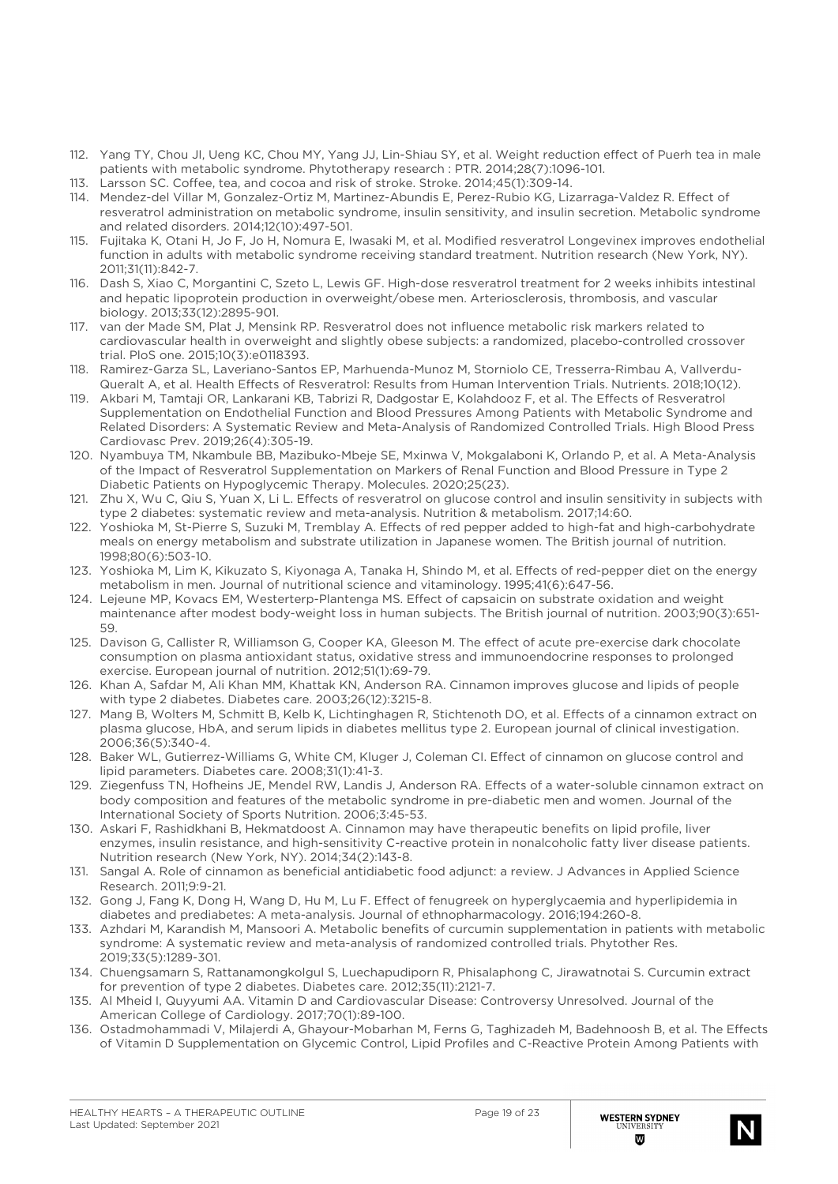112. Yang TY, Chou JI, Ueng KC, Chou MY, Yang JJ, Lin-Shiau SY, et al. Weight reduction effect of Puerh tea in male patients with metabolic syndrome. Phytotherapy research : PTR. 2014;28(7):1096-101.
113. Larsson SC. Coffee, tea, and cocoa and risk of stroke. Stroke. 2014;45(1):309-14.
114. Mendez-del Villar M, Gonzalez-Ortiz M, Martinez-Abundis E, Perez-Rubio KG, Lizarraga-Valdez R. Effect of resveratrol administration on metabolic syndrome, insulin sensitivity, and insulin secretion. Metabolic syndrome and related disorders. 2014;12(10):497-501.
115. Fujitaka K, Otani H, Jo F, Jo H, Nomura E, Iwasaki M, et al. Modified resveratrol Longevinex improves endothelial function in adults with metabolic syndrome receiving standard treatment. Nutrition research (New York, NY). 2011;31(11):842-7.
116. Dash S, Xiao C, Morgantini C, Szeto L, Lewis GF. High-dose resveratrol treatment for 2 weeks inhibits intestinal and hepatic lipoprotein production in overweight/obese men. Arteriosclerosis, thrombosis, and vascular biology. 2013;33(12):2895-901.
117. van der Made SM, Plat J, Mensink RP. Resveratrol does not influence metabolic risk markers related to cardiovascular health in overweight and slightly obese subjects: a randomized, placebo-controlled crossover trial. PloS one. 2015;10(3):e0118393.
118. Ramirez-Garza SL, Laveriano-Santos EP, Marhuenda-Munoz M, Storniolo CE, Tresserra-Rimbau A, Vallverdu-Queralt A, et al. Health Effects of Resveratrol: Results from Human Intervention Trials. Nutrients. 2018;10(12).
119. Akbari M, Tamtaji OR, Lankarani KB, Tabrizi R, Dadgostar E, Kolahdooz F, et al. The Effects of Resveratrol Supplementation on Endothelial Function and Blood Pressures Among Patients with Metabolic Syndrome and Related Disorders: A Systematic Review and Meta-Analysis of Randomized Controlled Trials. High Blood Press Cardiovasc Prev. 2019;26(4):305-19.
120. Nyambuya TM, Nkambule BB, Mazibuko-Mbeje SE, Mxinwa V, Mokgalaboni K, Orlando P, et al. A Meta-Analysis of the Impact of Resveratrol Supplementation on Markers of Renal Function and Blood Pressure in Type 2 Diabetic Patients on Hypoglycemic Therapy. Molecules. 2020;25(23).
121. Zhu X, Wu C, Qiu S, Yuan X, Li L. Effects of resveratrol on glucose control and insulin sensitivity in subjects with type 2 diabetes: systematic review and meta-analysis. Nutrition & metabolism. 2017;14:60.
122. Yoshioka M, St-Pierre S, Suzuki M, Tremblay A. Effects of red pepper added to high-fat and high-carbohydrate meals on energy metabolism and substrate utilization in Japanese women. The British journal of nutrition. 1998;80(6):503-10.
123. Yoshioka M, Lim K, Kikuzato S, Kiyonaga A, Tanaka H, Shindo M, et al. Effects of red-pepper diet on the energy metabolism in men. Journal of nutritional science and vitaminology. 1995;41(6):647-56.
124. Lejeune MP, Kovacs EM, Westerterp-Plantenga MS. Effect of capsaicin on substrate oxidation and weight maintenance after modest body-weight loss in human subjects. The British journal of nutrition. 2003;90(3):651-59.
125. Davison G, Callister R, Williamson G, Cooper KA, Gleeson M. The effect of acute pre-exercise dark chocolate consumption on plasma antioxidant status, oxidative stress and immunoendocrine responses to prolonged exercise. European journal of nutrition. 2012;51(1):69-79.
126. Khan A, Safdar M, Ali Khan MM, Khattak KN, Anderson RA. Cinnamon improves glucose and lipids of people with type 2 diabetes. Diabetes care. 2003;26(12):3215-8.
127. Mang B, Wolters M, Schmitt B, Kelb K, Lichtinghagen R, Stichtenoth DO, et al. Effects of a cinnamon extract on plasma glucose, HbA, and serum lipids in diabetes mellitus type 2. European journal of clinical investigation. 2006;36(5):340-4.
128. Baker WL, Gutierrez-Williams G, White CM, Kluger J, Coleman CI. Effect of cinnamon on glucose control and lipid parameters. Diabetes care. 2008;31(1):41-3.
129. Ziegenfuss TN, Hofheins JE, Mendel RW, Landis J, Anderson RA. Effects of a water-soluble cinnamon extract on body composition and features of the metabolic syndrome in pre-diabetic men and women. Journal of the International Society of Sports Nutrition. 2006;3:45-53.
130. Askari F, Rashidkhani B, Hekmatdoost A. Cinnamon may have therapeutic benefits on lipid profile, liver enzymes, insulin resistance, and high-sensitivity C-reactive protein in nonalcoholic fatty liver disease patients. Nutrition research (New York, NY). 2014;34(2):143-8.
131. Sangal A. Role of cinnamon as beneficial antidiabetic food adjunct: a review. J Advances in Applied Science Research. 2011;9:9-21.
132. Gong J, Fang K, Dong H, Wang D, Hu M, Lu F. Effect of fenugreek on hyperglycaemia and hyperlipidemia in diabetes and prediabetes: A meta-analysis. Journal of ethnopharmacology. 2016;194:260-8.
133. Azhdari M, Karandish M, Mansoori A. Metabolic benefits of curcumin supplementation in patients with metabolic syndrome: A systematic review and meta-analysis of randomized controlled trials. Phytother Res. 2019;33(5):1289-301.
134. Chuengsamarn S, Rattanamongkolgul S, Luechapudiporn R, Phisalaphong C, Jirawatnotai S. Curcumin extract for prevention of type 2 diabetes. Diabetes care. 2012;35(11):2121-7.
135. Al Mheid I, Quyyumi AA. Vitamin D and Cardiovascular Disease: Controversy Unresolved. Journal of the American College of Cardiology. 2017;70(1):89-100.
136. Ostadmohammadi V, Milajerdi A, Ghayour-Mobarhan M, Ferns G, Taghizadeh M, Badehnoosh B, et al. The Effects of Vitamin D Supplementation on Glycemic Control, Lipid Profiles and C-Reactive Protein Among Patients with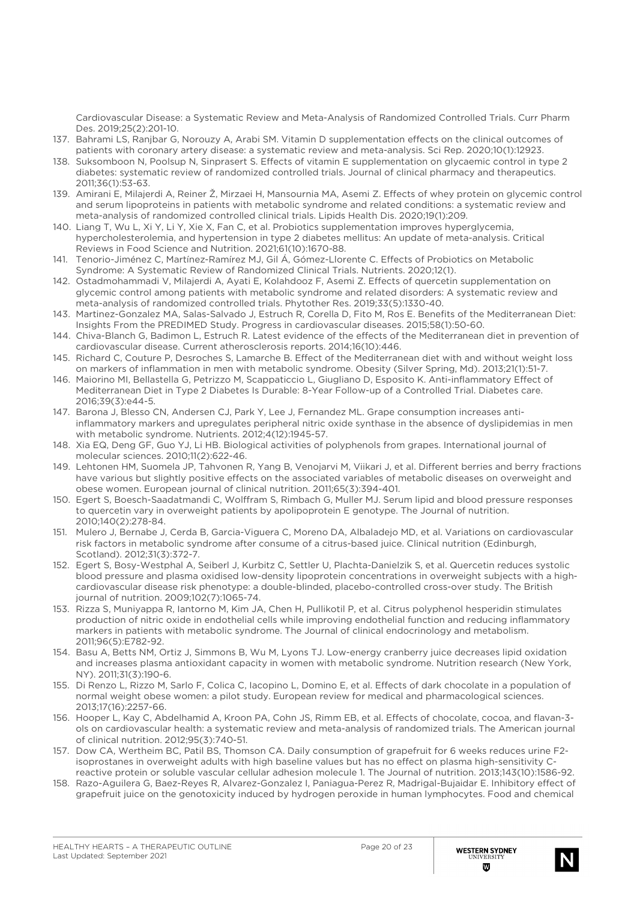Cardiovascular Disease: a Systematic Review and Meta-Analysis of Randomized Controlled Trials. Curr Pharm Des. 2019;25(2):201-10.

137. Bahrami LS, Ranjbar G, Norouzy A, Arabi SM. Vitamin D supplementation effects on the clinical outcomes of patients with coronary artery disease: a systematic review and meta-analysis. Sci Rep. 2020;10(1):12923.
138. Suksomboon N, Poolsup N, Sinprasert S. Effects of vitamin E supplementation on glycaemic control in type 2 diabetes: systematic review of randomized controlled trials. Journal of clinical pharmacy and therapeutics. 2011;36(1):53-63.
139. Amirani E, Milajerdi A, Reiner Ž, Mirzaei H, Mansournia MA, Asemi Z. Effects of whey protein on glycemic control and serum lipoproteins in patients with metabolic syndrome and related conditions: a systematic review and meta-analysis of randomized controlled clinical trials. Lipids Health Dis. 2020;19(1):209.
140. Liang T, Wu L, Xi Y, Li Y, Xie X, Fan C, et al. Probiotics supplementation improves hyperglycemia, hypercholesterolemia, and hypertension in type 2 diabetes mellitus: An update of meta-analysis. Critical Reviews in Food Science and Nutrition. 2021;61(10):1670-88.
141. Tenorio-Jiménez C, Martínez-Ramírez MJ, Gil Á, Gómez-Llorente C. Effects of Probiotics on Metabolic Syndrome: A Systematic Review of Randomized Clinical Trials. Nutrients. 2020;12(1).
142. Ostadmohammadi V, Milajerdi A, Ayati E, Kolahdooz F, Asemi Z. Effects of quercetin supplementation on glycemic control among patients with metabolic syndrome and related disorders: A systematic review and meta-analysis of randomized controlled trials. Phytother Res. 2019;33(5):1330-40.
143. Martinez-Gonzalez MA, Salas-Salvado J, Estruch R, Corella D, Fito M, Ros E. Benefits of the Mediterranean Diet: Insights From the PREDIMED Study. Progress in cardiovascular diseases. 2015;58(1):50-60.
144. Chiva-Blanch G, Badimon L, Estruch R. Latest evidence of the effects of the Mediterranean diet in prevention of cardiovascular disease. Current atherosclerosis reports. 2014;16(10):446.
145. Richard C, Couture P, Desroches S, Lamarche B. Effect of the Mediterranean diet with and without weight loss on markers of inflammation in men with metabolic syndrome. Obesity (Silver Spring, Md). 2013;21(1):51-7.
146. Maiorino MI, Bellastella G, Petrizzo M, Scappaticcio L, Giugliano D, Esposito K. Anti-inflammatory Effect of Mediterranean Diet in Type 2 Diabetes Is Durable: 8-Year Follow-up of a Controlled Trial. Diabetes care. 2016;39(3):e44-5.
147. Barona J, Blesso CN, Andersen CJ, Park Y, Lee J, Fernandez ML. Grape consumption increases anti-inflammatory markers and upregulates peripheral nitric oxide synthase in the absence of dyslipidemias in men with metabolic syndrome. Nutrients. 2012;4(12):1945-57.
148. Xia EQ, Deng GF, Guo YJ, Li HB. Biological activities of polyphenols from grapes. International journal of molecular sciences. 2010;11(2):622-46.
149. Lehtonen HM, Suomela JP, Tahvonen R, Yang B, Venojarvi M, Viikari J, et al. Different berries and berry fractions have various but slightly positive effects on the associated variables of metabolic diseases on overweight and obese women. European journal of clinical nutrition. 2011;65(3):394-401.
150. Egert S, Boesch-Saadatmandi C, Wolffram S, Rimbach G, Muller MJ. Serum lipid and blood pressure responses to quercetin vary in overweight patients by apolipoprotein E genotype. The Journal of nutrition. 2010;140(2):278-84.
151. Mulero J, Bernabe J, Cerda B, Garcia-Viguera C, Moreno DA, Albaladejo MD, et al. Variations on cardiovascular risk factors in metabolic syndrome after consume of a citrus-based juice. Clinical nutrition (Edinburgh, Scotland). 2012;31(3):372-7.
152. Egert S, Bosy-Westphal A, Seiberl J, Kurbitz C, Settler U, Plachta-Danielzik S, et al. Quercetin reduces systolic blood pressure and plasma oxidised low-density lipoprotein concentrations in overweight subjects with a high-cardiovascular disease risk phenotype: a double-blinded, placebo-controlled cross-over study. The British journal of nutrition. 2009;102(7):1065-74.
153. Rizza S, Muniyappa R, Iantorno M, Kim JA, Chen H, Pullikotil P, et al. Citrus polyphenol hesperidin stimulates production of nitric oxide in endothelial cells while improving endothelial function and reducing inflammatory markers in patients with metabolic syndrome. The Journal of clinical endocrinology and metabolism. 2011;96(5):E782-92.
154. Basu A, Betts NM, Ortiz J, Simmons B, Wu M, Lyons TJ. Low-energy cranberry juice decreases lipid oxidation and increases plasma antioxidant capacity in women with metabolic syndrome. Nutrition research (New York, NY). 2011;31(3):190-6.
155. Di Renzo L, Rizzo M, Sarlo F, Colica C, Iacopino L, Domino E, et al. Effects of dark chocolate in a population of normal weight obese women: a pilot study. European review for medical and pharmacological sciences. 2013;17(16):2257-66.
156. Hooper L, Kay C, Abdelhamid A, Kroon PA, Cohn JS, Rimm EB, et al. Effects of chocolate, cocoa, and flavan-3-ols on cardiovascular health: a systematic review and meta-analysis of randomized trials. The American journal of clinical nutrition. 2012;95(3):740-51.
157. Dow CA, Wertheim BC, Patil BS, Thomson CA. Daily consumption of grapefruit for 6 weeks reduces urine F2-isoprostanes in overweight adults with high baseline values but has no effect on plasma high-sensitivity C-reactive protein or soluble vascular cellular adhesion molecule 1. The Journal of nutrition. 2013;143(10):1586-92.
158. Razo-Aguilera G, Baez-Reyes R, Alvarez-Gonzalez I, Paniagua-Perez R, Madrigal-Bujaidar E. Inhibitory effect of grapefruit juice on the genotoxicity induced by hydrogen peroxide in human lymphocytes. Food and chemical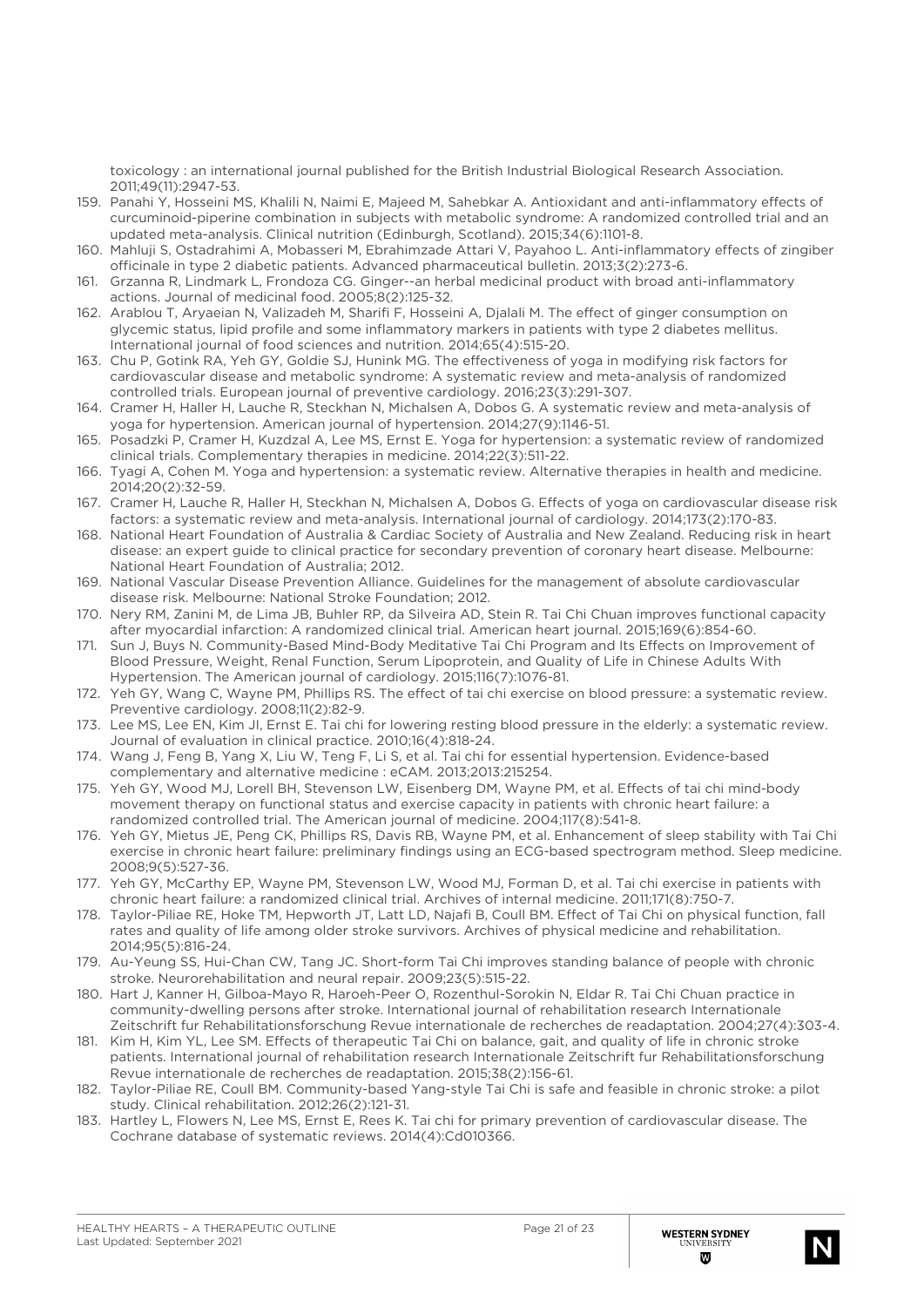toxicology : an international journal published for the British Industrial Biological Research Association. 2011;49(11):2947-53.

159. Panahi Y, Hosseini MS, Khalili N, Naimi E, Majeed M, Sahebkar A. Antioxidant and anti-inflammatory effects of curcuminoid-piperine combination in subjects with metabolic syndrome: A randomized controlled trial and an updated meta-analysis. Clinical nutrition (Edinburgh, Scotland). 2015;34(6):1101-8.
160. Mahluji S, Ostadrahimi A, Mobasseri M, Ebrahimzade Attari V, Payahoo L. Anti-inflammatory effects of zingiber officinale in type 2 diabetic patients. Advanced pharmaceutical bulletin. 2013;3(2):273-6.
161. Grzanna R, Lindmark L, Frondoza CG. Ginger--an herbal medicinal product with broad anti-inflammatory actions. Journal of medicinal food. 2005;8(2):125-32.
162. Arablou T, Aryaeian N, Valizadeh M, Sharifi F, Hosseini A, Djalali M. The effect of ginger consumption on glycemic status, lipid profile and some inflammatory markers in patients with type 2 diabetes mellitus. International journal of food sciences and nutrition. 2014;65(4):515-20.
163. Chu P, Gotink RA, Yeh GY, Goldie SJ, Hunink MG. The effectiveness of yoga in modifying risk factors for cardiovascular disease and metabolic syndrome: A systematic review and meta-analysis of randomized controlled trials. European journal of preventive cardiology. 2016;23(3):291-307.
164. Cramer H, Haller H, Lauche R, Steckhan N, Michalsen A, Dobos G. A systematic review and meta-analysis of yoga for hypertension. American journal of hypertension. 2014;27(9):1146-51.
165. Posadzki P, Cramer H, Kuzdzal A, Lee MS, Ernst E. Yoga for hypertension: a systematic review of randomized clinical trials. Complementary therapies in medicine. 2014;22(3):511-22.
166. Tyagi A, Cohen M. Yoga and hypertension: a systematic review. Alternative therapies in health and medicine. 2014;20(2):32-59.
167. Cramer H, Lauche R, Haller H, Steckhan N, Michalsen A, Dobos G. Effects of yoga on cardiovascular disease risk factors: a systematic review and meta-analysis. International journal of cardiology. 2014;173(2):170-83.
168. National Heart Foundation of Australia & Cardiac Society of Australia and New Zealand. Reducing risk in heart disease: an expert guide to clinical practice for secondary prevention of coronary heart disease. Melbourne: National Heart Foundation of Australia; 2012.
169. National Vascular Disease Prevention Alliance. Guidelines for the management of absolute cardiovascular disease risk. Melbourne: National Stroke Foundation; 2012.
170. Nery RM, Zanini M, de Lima JB, Buhler RP, da Silveira AD, Stein R. Tai Chi Chuan improves functional capacity after myocardial infarction: A randomized clinical trial. American heart journal. 2015;169(6):854-60.
171. Sun J, Buys N. Community-Based Mind-Body Meditative Tai Chi Program and Its Effects on Improvement of Blood Pressure, Weight, Renal Function, Serum Lipoprotein, and Quality of Life in Chinese Adults With Hypertension. The American journal of cardiology. 2015;116(7):1076-81.
172. Yeh GY, Wang C, Wayne PM, Phillips RS. The effect of tai chi exercise on blood pressure: a systematic review. Preventive cardiology. 2008;11(2):82-9.
173. Lee MS, Lee EN, Kim JI, Ernst E. Tai chi for lowering resting blood pressure in the elderly: a systematic review. Journal of evaluation in clinical practice. 2010;16(4):818-24.
174. Wang J, Feng B, Yang X, Liu W, Teng F, Li S, et al. Tai chi for essential hypertension. Evidence-based complementary and alternative medicine : eCAM. 2013;2013:215254.
175. Yeh GY, Wood MJ, Lorell BH, Stevenson LW, Eisenberg DM, Wayne PM, et al. Effects of tai chi mind-body movement therapy on functional status and exercise capacity in patients with chronic heart failure: a randomized controlled trial. The American journal of medicine. 2004;117(8):541-8.
176. Yeh GY, Mietus JE, Peng CK, Phillips RS, Davis RB, Wayne PM, et al. Enhancement of sleep stability with Tai Chi exercise in chronic heart failure: preliminary findings using an ECG-based spectrogram method. Sleep medicine. 2008;9(5):527-36.
177. Yeh GY, McCarthy EP, Wayne PM, Stevenson LW, Wood MJ, Forman D, et al. Tai chi exercise in patients with chronic heart failure: a randomized clinical trial. Archives of internal medicine. 2011;171(8):750-7.
178. Taylor-Piliae RE, Hoke TM, Hepworth JT, Latt LD, Najafi B, Coull BM. Effect of Tai Chi on physical function, fall rates and quality of life among older stroke survivors. Archives of physical medicine and rehabilitation. 2014;95(5):816-24.
179. Au-Yeung SS, Hui-Chan CW, Tang JC. Short-form Tai Chi improves standing balance of people with chronic stroke. Neurorehabilitation and neural repair. 2009;23(5):515-22.
180. Hart J, Kanner H, Gilboa-Mayo R, Haroeh-Peer O, Rozenthul-Sorokin N, Eldar R. Tai Chi Chuan practice in community-dwelling persons after stroke. International journal of rehabilitation research Internationale Zeitschrift fur Rehabilitationsforschung Revue internationale de recherches de readaptation. 2004;27(4):303-4.
181. Kim H, Kim YL, Lee SM. Effects of therapeutic Tai Chi on balance, gait, and quality of life in chronic stroke patients. International journal of rehabilitation research Internationale Zeitschrift fur Rehabilitationsforschung Revue internationale de recherches de readaptation. 2015;38(2):156-61.
182. Taylor-Piliae RE, Coull BM. Community-based Yang-style Tai Chi is safe and feasible in chronic stroke: a pilot study. Clinical rehabilitation. 2012;26(2):121-31.
183. Hartley L, Flowers N, Lee MS, Ernst E, Rees K. Tai chi for primary prevention of cardiovascular disease. The Cochrane database of systematic reviews. 2014(4):Cd010366.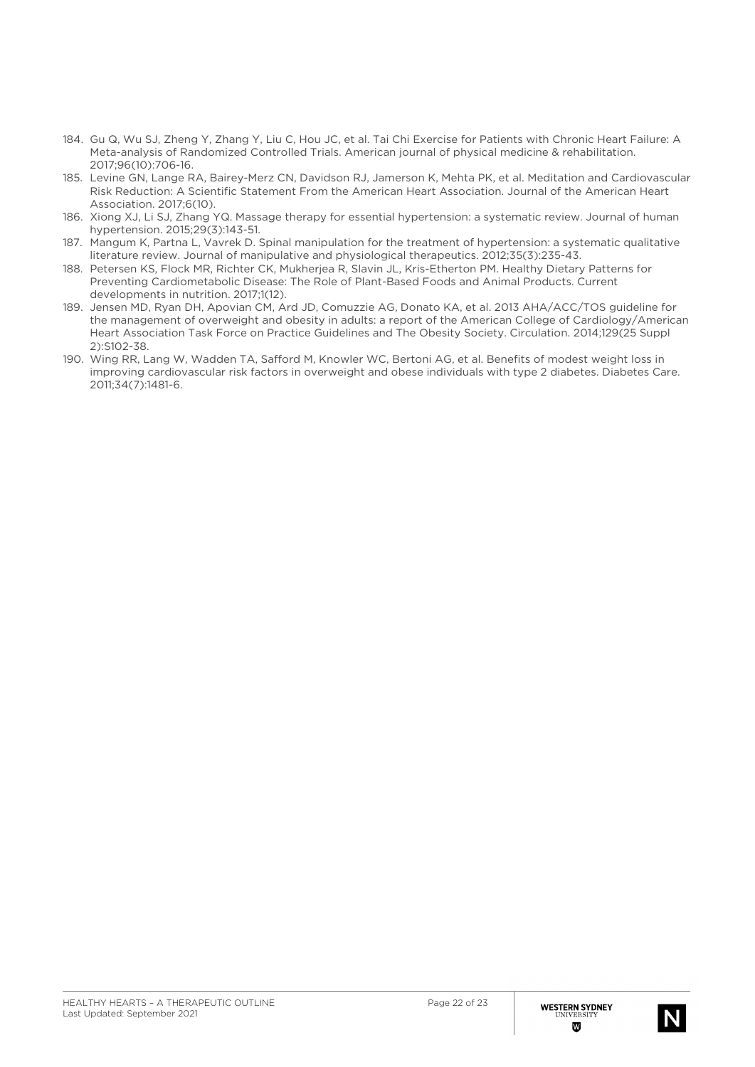184. Gu Q, Wu SJ, Zheng Y, Zhang Y, Liu C, Hou JC, et al. Tai Chi Exercise for Patients with Chronic Heart Failure: A Meta-analysis of Randomized Controlled Trials. American journal of physical medicine & rehabilitation. 2017;96(10):706-16.
185. Levine GN, Lange RA, Bairey-Merz CN, Davidson RJ, Jamerson K, Mehta PK, et al. Meditation and Cardiovascular Risk Reduction: A Scientific Statement From the American Heart Association. Journal of the American Heart Association. 2017;6(10).
186. Xiong XJ, Li SJ, Zhang YQ. Massage therapy for essential hypertension: a systematic review. Journal of human hypertension. 2015;29(3):143-51.
187. Mangum K, Partna L, Vavrek D. Spinal manipulation for the treatment of hypertension: a systematic qualitative literature review. Journal of manipulative and physiological therapeutics. 2012;35(3):235-43.
188. Petersen KS, Flock MR, Richter CK, Mukherjea R, Slavin JL, Kris-Etherton PM. Healthy Dietary Patterns for Preventing Cardiometabolic Disease: The Role of Plant-Based Foods and Animal Products. Current developments in nutrition. 2017;1(12).
189. Jensen MD, Ryan DH, Apovian CM, Ard JD, Comuzzie AG, Donato KA, et al. 2013 AHA/ACC/TOS guideline for the management of overweight and obesity in adults: a report of the American College of Cardiology/American Heart Association Task Force on Practice Guidelines and The Obesity Society. Circulation. 2014;129(25 Suppl 2):S102-38.
190. Wing RR, Lang W, Wadden TA, Safford M, Knowler WC, Bertoni AG, et al. Benefits of modest weight loss in improving cardiovascular risk factors in overweight and obese individuals with type 2 diabetes. Diabetes Care. 2011;34(7):1481-6.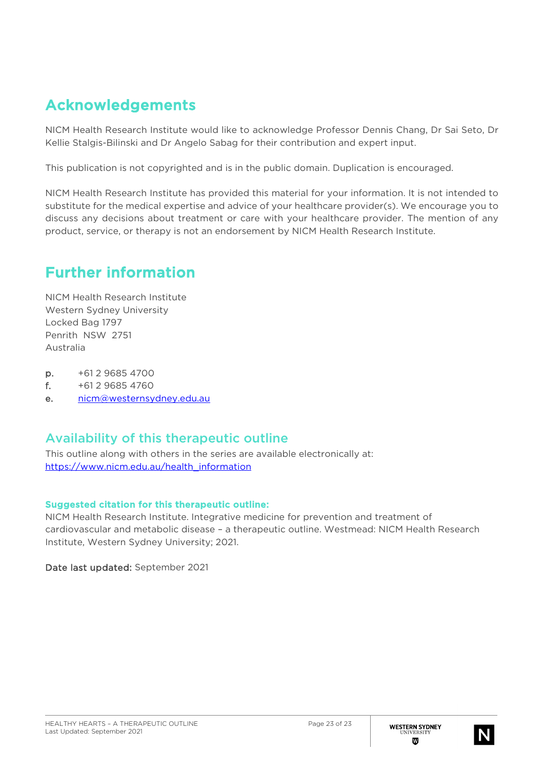## Acknowledgements

NICM Health Research Institute would like to acknowledge Professor Dennis Chang, Dr Sai Seto, Dr Kellie Stalgis-Bilinski and Dr Angelo Sabag for their contribution and expert input.

This publication is not copyrighted and is in the public domain. Duplication is encouraged.

NICM Health Research Institute has provided this material for your information. It is not intended to substitute for the medical expertise and advice of your healthcare provider(s). We encourage you to discuss any decisions about treatment or care with your healthcare provider. The mention of any product, service, or therapy is not an endorsement by NICM Health Research Institute.

## Further information

NICM Health Research Institute
Western Sydney University
Locked Bag 1797
Penrith NSW 2751
Australia

p. +61 2 9685 4700
f. +61 2 9685 4760
e. nicm@westernsydney.edu.au

### Availability of this therapeutic outline

This outline along with others in the series are available electronically at:
https://www.nicm.edu.au/health_information

#### Suggested citation for this therapeutic outline:

NICM Health Research Institute. Integrative medicine for prevention and treatment of cardiovascular and metabolic disease – a therapeutic outline. Westmead: NICM Health Research Institute, Western Sydney University; 2021.

**Date last updated:** September 2021